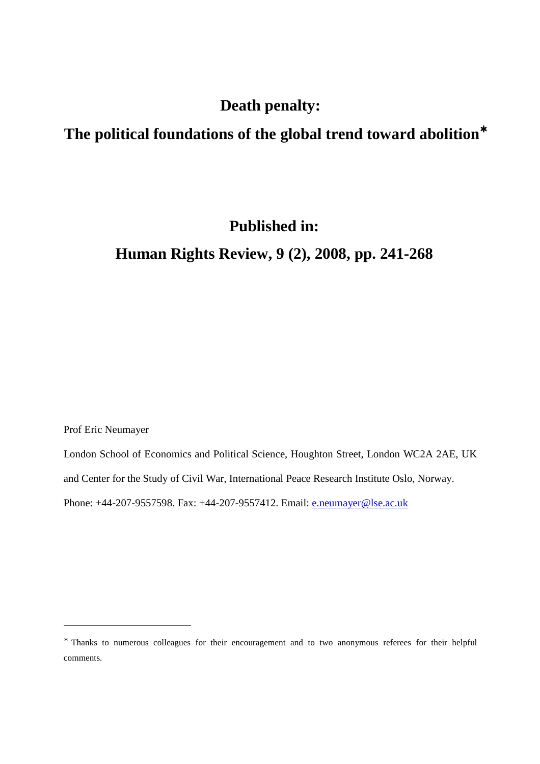# Death penalty:

# The political foundations of the global trend toward abolition*

**Published in:**

**Human Rights Review, 9 (2), 2008, pp. 241-268**

Prof Eric Neumayer

London School of Economics and Political Science, Houghton Street, London WC2A 2AE, UK

and Center for the Study of Civil War, International Peace Research Institute Oslo, Norway.

Phone: +44-207-9557598. Fax: +44-207-9557412. Email: e.neumayer@lse.ac.uk

---

* Thanks to numerous colleagues for their encouragement and to two anonymous referees for their helpful comments.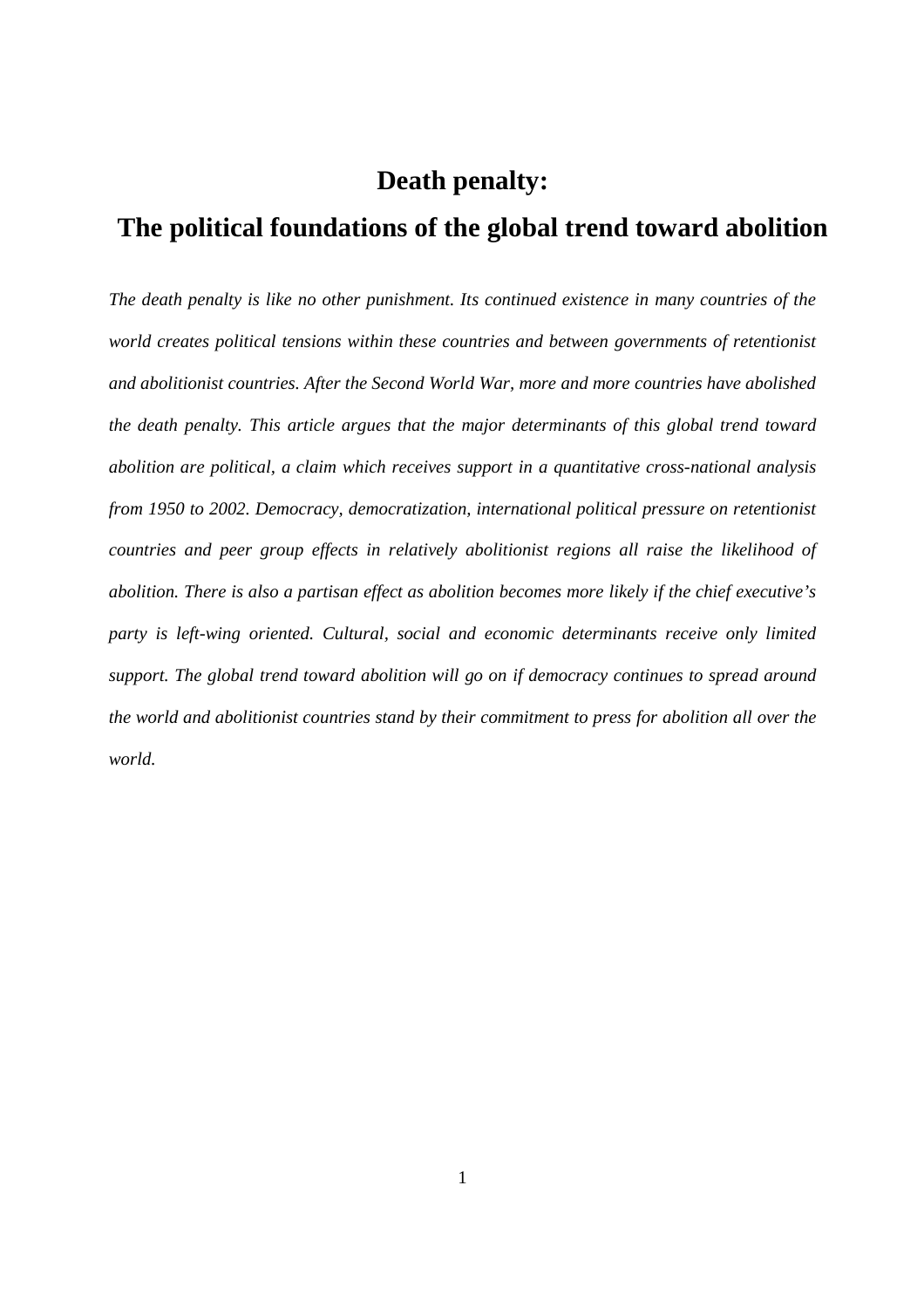# Death penalty:

# The political foundations of the global trend toward abolition

*The death penalty is like no other punishment. Its continued existence in many countries of the world creates political tensions within these countries and between governments of retentionist and abolitionist countries. After the Second World War, more and more countries have abolished the death penalty. This article argues that the major determinants of this global trend toward abolition are political, a claim which receives support in a quantitative cross-national analysis from 1950 to 2002. Democracy, democratization, international political pressure on retentionist countries and peer group effects in relatively abolitionist regions all raise the likelihood of abolition. There is also a partisan effect as abolition becomes more likely if the chief executive's party is left-wing oriented. Cultural, social and economic determinants receive only limited support. The global trend toward abolition will go on if democracy continues to spread around the world and abolitionist countries stand by their commitment to press for abolition all over the world.*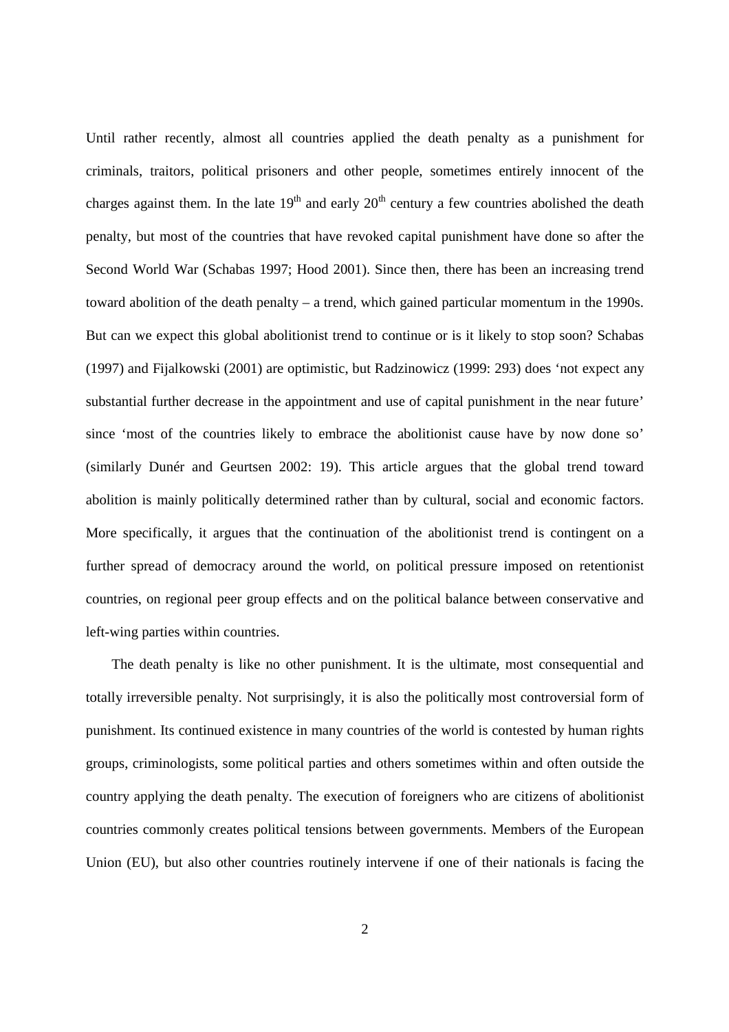Until rather recently, almost all countries applied the death penalty as a punishment for criminals, traitors, political prisoners and other people, sometimes entirely innocent of the charges against them. In the late 19$^{th}$ and early 20$^{th}$ century a few countries abolished the death penalty, but most of the countries that have revoked capital punishment have done so after the Second World War (Schabas 1997; Hood 2001). Since then, there has been an increasing trend toward abolition of the death penalty – a trend, which gained particular momentum in the 1990s. But can we expect this global abolitionist trend to continue or is it likely to stop soon? Schabas (1997) and Fijalkowski (2001) are optimistic, but Radzinowicz (1999: 293) does 'not expect any substantial further decrease in the appointment and use of capital punishment in the near future' since 'most of the countries likely to embrace the abolitionist cause have by now done so' (similarly Dunér and Geurtsen 2002: 19). This article argues that the global trend toward abolition is mainly politically determined rather than by cultural, social and economic factors. More specifically, it argues that the continuation of the abolitionist trend is contingent on a further spread of democracy around the world, on political pressure imposed on retentionist countries, on regional peer group effects and on the political balance between conservative and left-wing parties within countries.

The death penalty is like no other punishment. It is the ultimate, most consequential and totally irreversible penalty. Not surprisingly, it is also the politically most controversial form of punishment. Its continued existence in many countries of the world is contested by human rights groups, criminologists, some political parties and others sometimes within and often outside the country applying the death penalty. The execution of foreigners who are citizens of abolitionist countries commonly creates political tensions between governments. Members of the European Union (EU), but also other countries routinely intervene if one of their nationals is facing the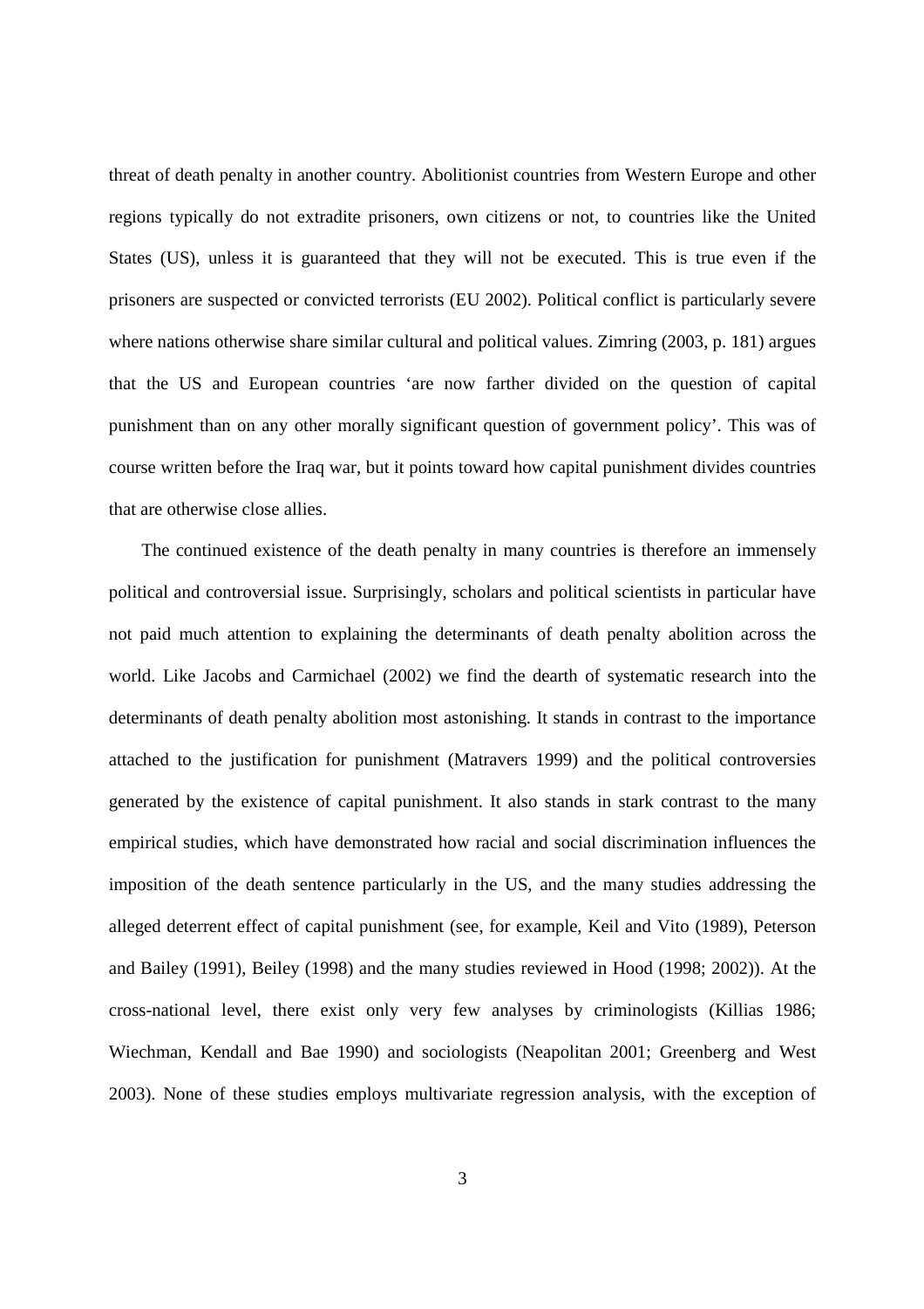threat of death penalty in another country. Abolitionist countries from Western Europe and other regions typically do not extradite prisoners, own citizens or not, to countries like the United States (US), unless it is guaranteed that they will not be executed. This is true even if the prisoners are suspected or convicted terrorists (EU 2002). Political conflict is particularly severe where nations otherwise share similar cultural and political values. Zimring (2003, p. 181) argues that the US and European countries 'are now farther divided on the question of capital punishment than on any other morally significant question of government policy'. This was of course written before the Iraq war, but it points toward how capital punishment divides countries that are otherwise close allies.

The continued existence of the death penalty in many countries is therefore an immensely political and controversial issue. Surprisingly, scholars and political scientists in particular have not paid much attention to explaining the determinants of death penalty abolition across the world. Like Jacobs and Carmichael (2002) we find the dearth of systematic research into the determinants of death penalty abolition most astonishing. It stands in contrast to the importance attached to the justification for punishment (Matravers 1999) and the political controversies generated by the existence of capital punishment. It also stands in stark contrast to the many empirical studies, which have demonstrated how racial and social discrimination influences the imposition of the death sentence particularly in the US, and the many studies addressing the alleged deterrent effect of capital punishment (see, for example, Keil and Vito (1989), Peterson and Bailey (1991), Beiley (1998) and the many studies reviewed in Hood (1998; 2002)). At the cross-national level, there exist only very few analyses by criminologists (Killias 1986; Wiechman, Kendall and Bae 1990) and sociologists (Neapolitan 2001; Greenberg and West 2003). None of these studies employs multivariate regression analysis, with the exception of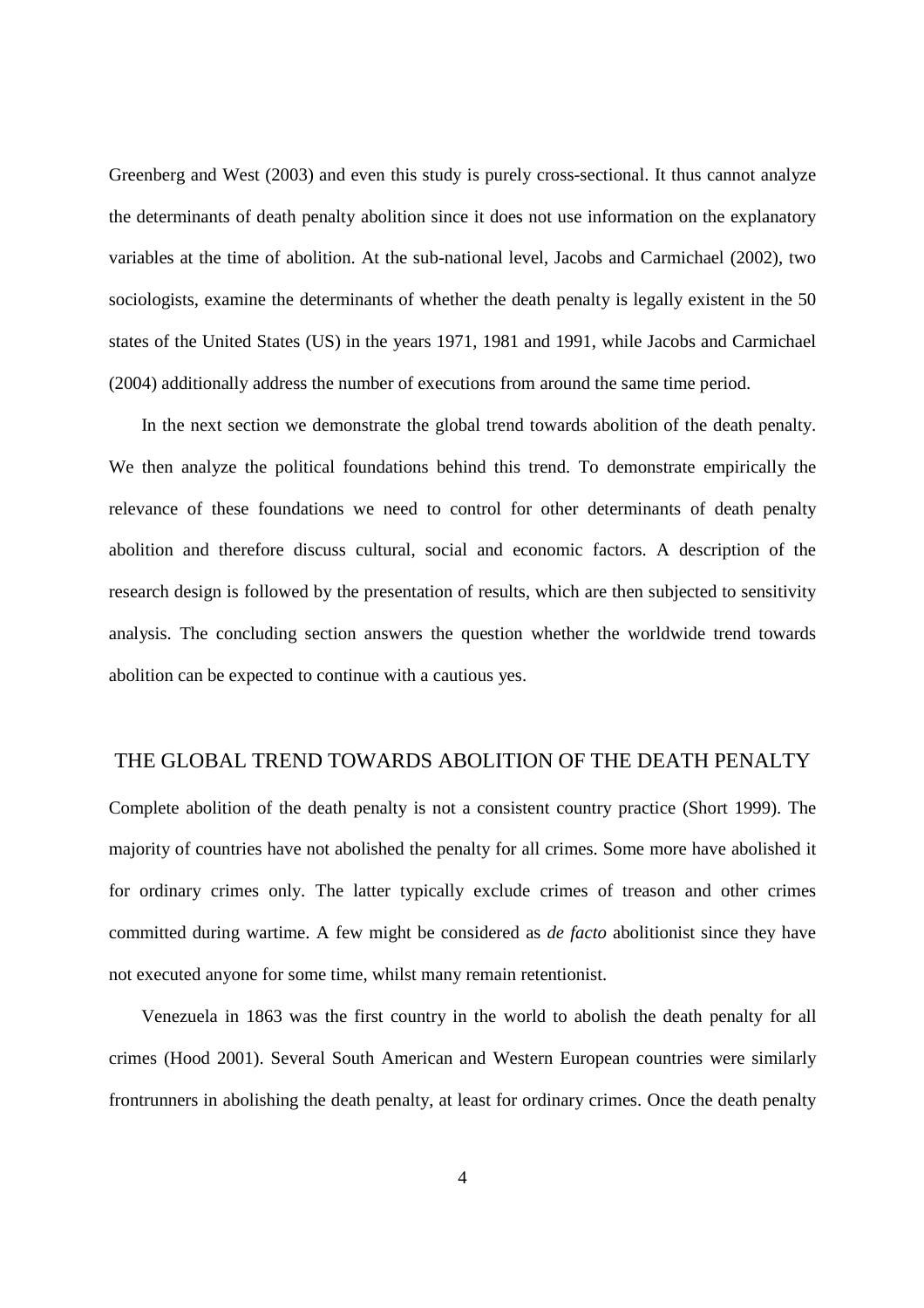Greenberg and West (2003) and even this study is purely cross-sectional. It thus cannot analyze the determinants of death penalty abolition since it does not use information on the explanatory variables at the time of abolition. At the sub-national level, Jacobs and Carmichael (2002), two sociologists, examine the determinants of whether the death penalty is legally existent in the 50 states of the United States (US) in the years 1971, 1981 and 1991, while Jacobs and Carmichael (2004) additionally address the number of executions from around the same time period.

In the next section we demonstrate the global trend towards abolition of the death penalty. We then analyze the political foundations behind this trend. To demonstrate empirically the relevance of these foundations we need to control for other determinants of death penalty abolition and therefore discuss cultural, social and economic factors. A description of the research design is followed by the presentation of results, which are then subjected to sensitivity analysis. The concluding section answers the question whether the worldwide trend towards abolition can be expected to continue with a cautious yes.

## THE GLOBAL TREND TOWARDS ABOLITION OF THE DEATH PENALTY

Complete abolition of the death penalty is not a consistent country practice (Short 1999). The majority of countries have not abolished the penalty for all crimes. Some more have abolished it for ordinary crimes only. The latter typically exclude crimes of treason and other crimes committed during wartime. A few might be considered as *de facto* abolitionist since they have not executed anyone for some time, whilst many remain retentionist.

Venezuela in 1863 was the first country in the world to abolish the death penalty for all crimes (Hood 2001). Several South American and Western European countries were similarly frontrunners in abolishing the death penalty, at least for ordinary crimes. Once the death penalty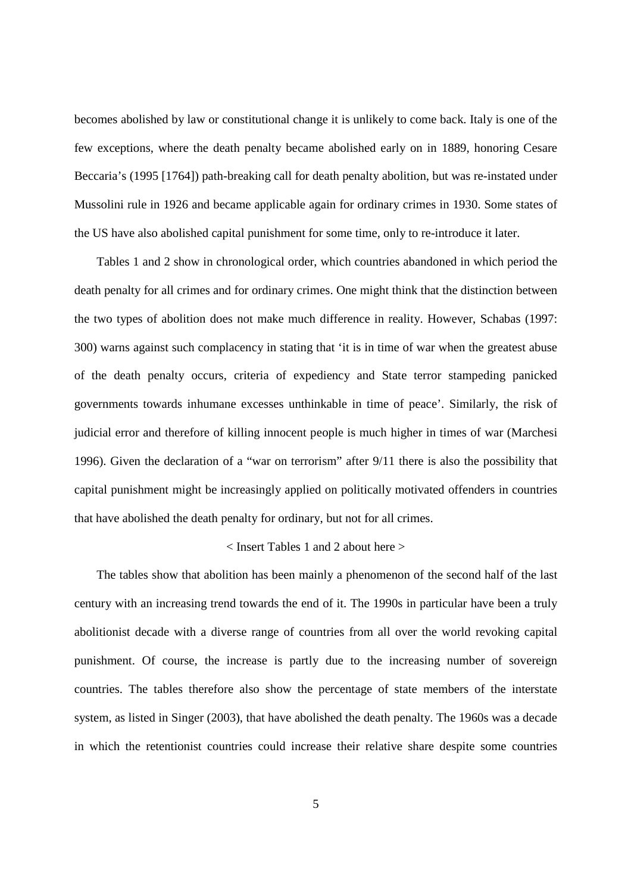becomes abolished by law or constitutional change it is unlikely to come back. Italy is one of the few exceptions, where the death penalty became abolished early on in 1889, honoring Cesare Beccaria's (1995 [1764]) path-breaking call for death penalty abolition, but was re-instated under Mussolini rule in 1926 and became applicable again for ordinary crimes in 1930. Some states of the US have also abolished capital punishment for some time, only to re-introduce it later.

Tables 1 and 2 show in chronological order, which countries abandoned in which period the death penalty for all crimes and for ordinary crimes. One might think that the distinction between the two types of abolition does not make much difference in reality. However, Schabas (1997: 300) warns against such complacency in stating that 'it is in time of war when the greatest abuse of the death penalty occurs, criteria of expediency and State terror stampeding panicked governments towards inhumane excesses unthinkable in time of peace'. Similarly, the risk of judicial error and therefore of killing innocent people is much higher in times of war (Marchesi 1996). Given the declaration of a "war on terrorism" after 9/11 there is also the possibility that capital punishment might be increasingly applied on politically motivated offenders in countries that have abolished the death penalty for ordinary, but not for all crimes.

< Insert Tables 1 and 2 about here >

The tables show that abolition has been mainly a phenomenon of the second half of the last century with an increasing trend towards the end of it. The 1990s in particular have been a truly abolitionist decade with a diverse range of countries from all over the world revoking capital punishment. Of course, the increase is partly due to the increasing number of sovereign countries. The tables therefore also show the percentage of state members of the interstate system, as listed in Singer (2003), that have abolished the death penalty. The 1960s was a decade in which the retentionist countries could increase their relative share despite some countries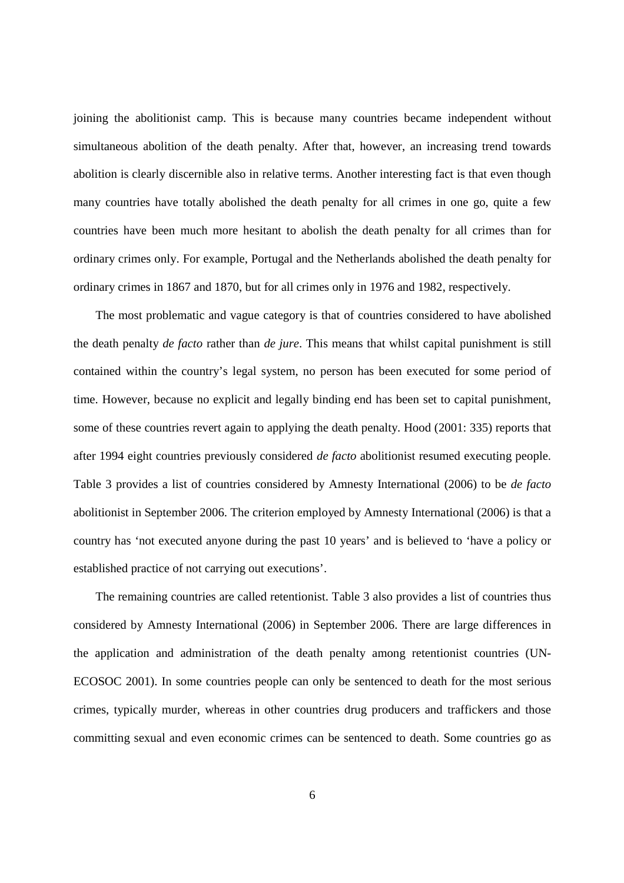joining the abolitionist camp. This is because many countries became independent without simultaneous abolition of the death penalty. After that, however, an increasing trend towards abolition is clearly discernible also in relative terms. Another interesting fact is that even though many countries have totally abolished the death penalty for all crimes in one go, quite a few countries have been much more hesitant to abolish the death penalty for all crimes than for ordinary crimes only. For example, Portugal and the Netherlands abolished the death penalty for ordinary crimes in 1867 and 1870, but for all crimes only in 1976 and 1982, respectively.

The most problematic and vague category is that of countries considered to have abolished the death penalty *de facto* rather than *de jure*. This means that whilst capital punishment is still contained within the country's legal system, no person has been executed for some period of time. However, because no explicit and legally binding end has been set to capital punishment, some of these countries revert again to applying the death penalty. Hood (2001: 335) reports that after 1994 eight countries previously considered *de facto* abolitionist resumed executing people. Table 3 provides a list of countries considered by Amnesty International (2006) to be *de facto* abolitionist in September 2006. The criterion employed by Amnesty International (2006) is that a country has 'not executed anyone during the past 10 years' and is believed to 'have a policy or established practice of not carrying out executions'.

The remaining countries are called retentionist. Table 3 also provides a list of countries thus considered by Amnesty International (2006) in September 2006. There are large differences in the application and administration of the death penalty among retentionist countries (UN-ECOSOC 2001). In some countries people can only be sentenced to death for the most serious crimes, typically murder, whereas in other countries drug producers and traffickers and those committing sexual and even economic crimes can be sentenced to death. Some countries go as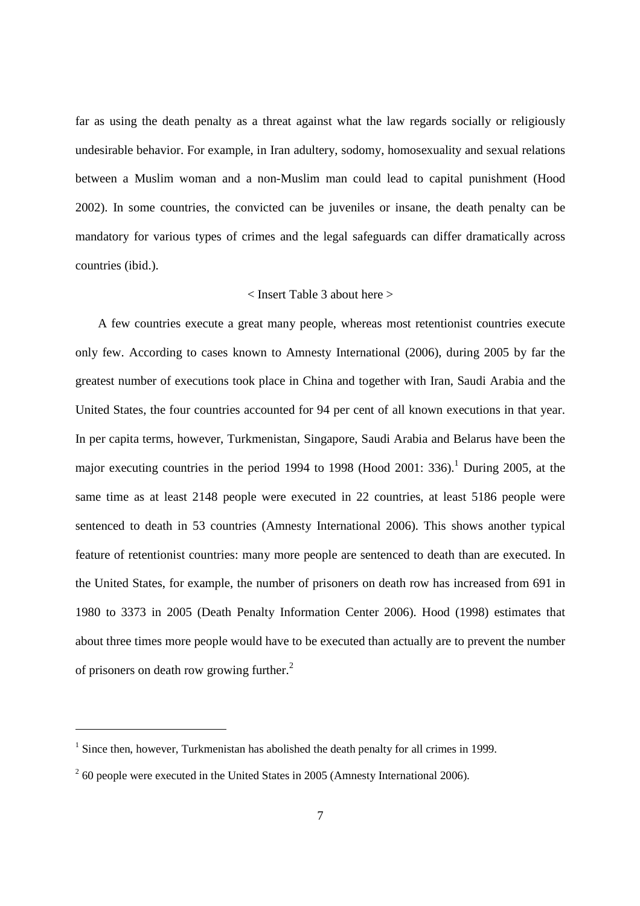far as using the death penalty as a threat against what the law regards socially or religiously undesirable behavior. For example, in Iran adultery, sodomy, homosexuality and sexual relations between a Muslim woman and a non-Muslim man could lead to capital punishment (Hood 2002). In some countries, the convicted can be juveniles or insane, the death penalty can be mandatory for various types of crimes and the legal safeguards can differ dramatically across countries (ibid.).

< Insert Table 3 about here >

A few countries execute a great many people, whereas most retentionist countries execute only few. According to cases known to Amnesty International (2006), during 2005 by far the greatest number of executions took place in China and together with Iran, Saudi Arabia and the United States, the four countries accounted for 94 per cent of all known executions in that year. In per capita terms, however, Turkmenistan, Singapore, Saudi Arabia and Belarus have been the major executing countries in the period 1994 to 1998 (Hood 2001: 336).[1] During 2005, at the same time as at least 2148 people were executed in 22 countries, at least 5186 people were sentenced to death in 53 countries (Amnesty International 2006). This shows another typical feature of retentionist countries: many more people are sentenced to death than are executed. In the United States, for example, the number of prisoners on death row has increased from 691 in 1980 to 3373 in 2005 (Death Penalty Information Center 2006). Hood (1998) estimates that about three times more people would have to be executed than actually are to prevent the number of prisoners on death row growing further.[2]

---

[1] Since then, however, Turkmenistan has abolished the death penalty for all crimes in 1999.

[2] 60 people were executed in the United States in 2005 (Amnesty International 2006).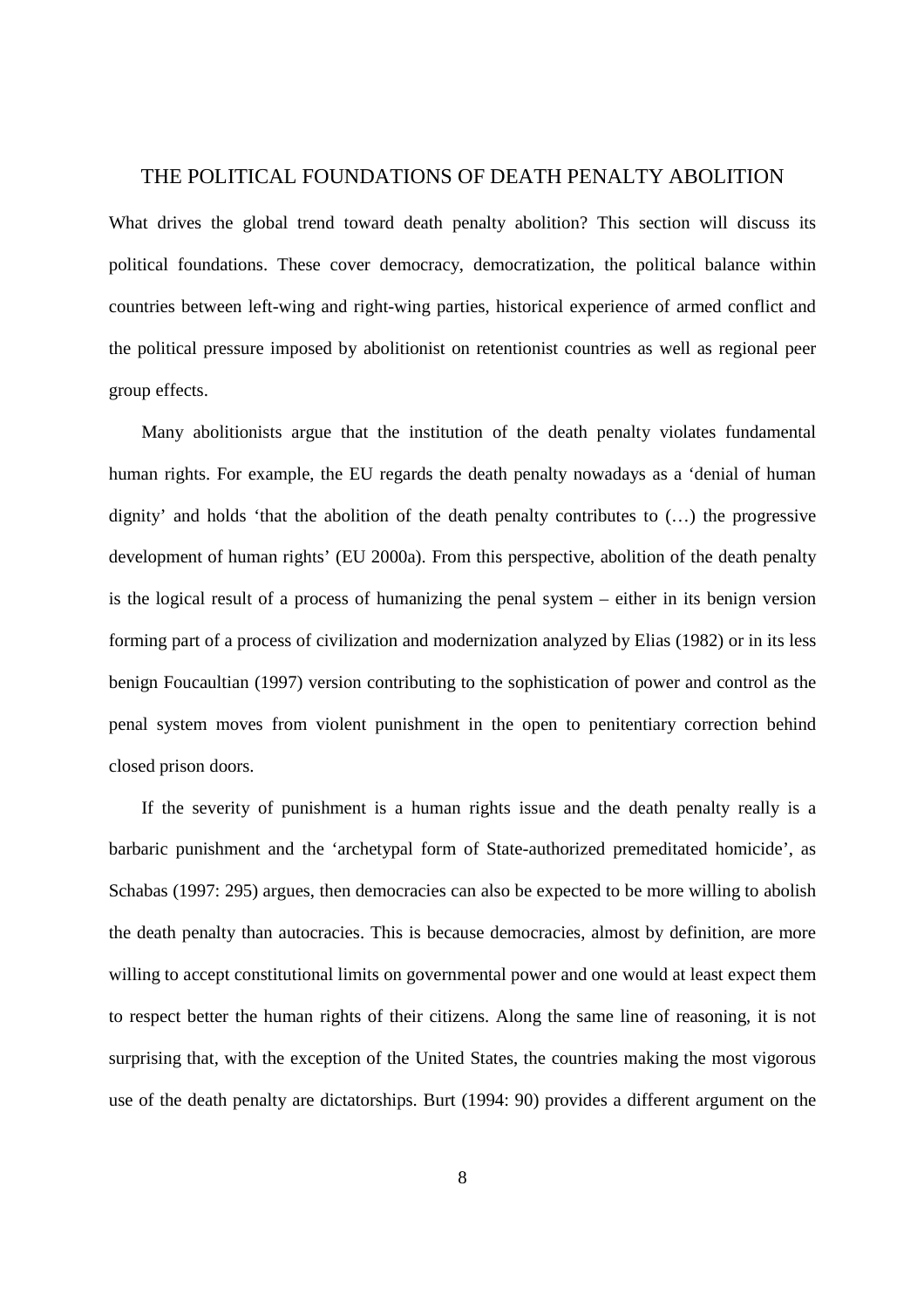## THE POLITICAL FOUNDATIONS OF DEATH PENALTY ABOLITION

What drives the global trend toward death penalty abolition? This section will discuss its political foundations. These cover democracy, democratization, the political balance within countries between left-wing and right-wing parties, historical experience of armed conflict and the political pressure imposed by abolitionist on retentionist countries as well as regional peer group effects.

Many abolitionists argue that the institution of the death penalty violates fundamental human rights. For example, the EU regards the death penalty nowadays as a 'denial of human dignity' and holds 'that the abolition of the death penalty contributes to (…) the progressive development of human rights' (EU 2000a). From this perspective, abolition of the death penalty is the logical result of a process of humanizing the penal system – either in its benign version forming part of a process of civilization and modernization analyzed by Elias (1982) or in its less benign Foucaultian (1997) version contributing to the sophistication of power and control as the penal system moves from violent punishment in the open to penitentiary correction behind closed prison doors.

If the severity of punishment is a human rights issue and the death penalty really is a barbaric punishment and the 'archetypal form of State-authorized premeditated homicide', as Schabas (1997: 295) argues, then democracies can also be expected to be more willing to abolish the death penalty than autocracies. This is because democracies, almost by definition, are more willing to accept constitutional limits on governmental power and one would at least expect them to respect better the human rights of their citizens. Along the same line of reasoning, it is not surprising that, with the exception of the United States, the countries making the most vigorous use of the death penalty are dictatorships. Burt (1994: 90) provides a different argument on the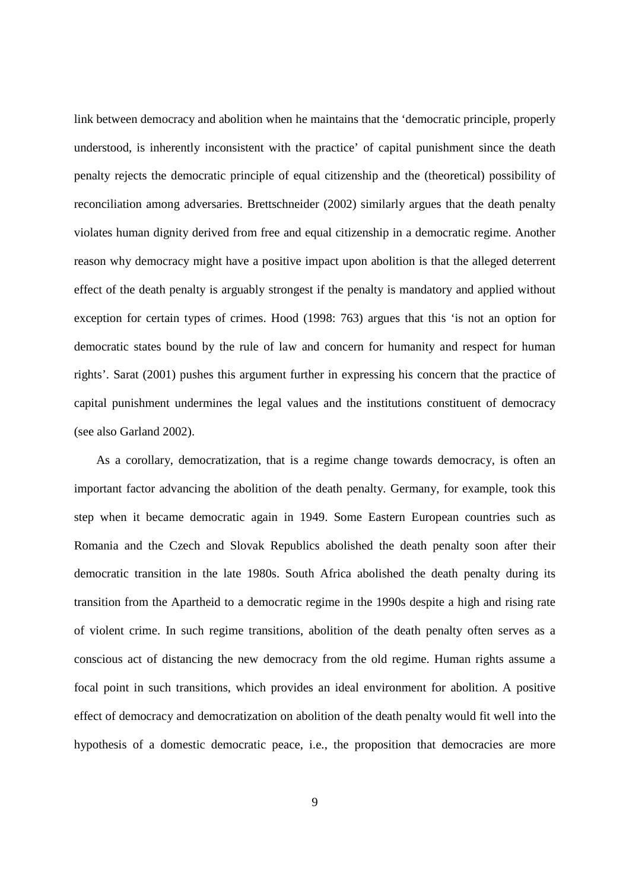link between democracy and abolition when he maintains that the 'democratic principle, properly understood, is inherently inconsistent with the practice' of capital punishment since the death penalty rejects the democratic principle of equal citizenship and the (theoretical) possibility of reconciliation among adversaries. Brettschneider (2002) similarly argues that the death penalty violates human dignity derived from free and equal citizenship in a democratic regime. Another reason why democracy might have a positive impact upon abolition is that the alleged deterrent effect of the death penalty is arguably strongest if the penalty is mandatory and applied without exception for certain types of crimes. Hood (1998: 763) argues that this 'is not an option for democratic states bound by the rule of law and concern for humanity and respect for human rights'. Sarat (2001) pushes this argument further in expressing his concern that the practice of capital punishment undermines the legal values and the institutions constituent of democracy (see also Garland 2002).

As a corollary, democratization, that is a regime change towards democracy, is often an important factor advancing the abolition of the death penalty. Germany, for example, took this step when it became democratic again in 1949. Some Eastern European countries such as Romania and the Czech and Slovak Republics abolished the death penalty soon after their democratic transition in the late 1980s. South Africa abolished the death penalty during its transition from the Apartheid to a democratic regime in the 1990s despite a high and rising rate of violent crime. In such regime transitions, abolition of the death penalty often serves as a conscious act of distancing the new democracy from the old regime. Human rights assume a focal point in such transitions, which provides an ideal environment for abolition. A positive effect of democracy and democratization on abolition of the death penalty would fit well into the hypothesis of a domestic democratic peace, i.e., the proposition that democracies are more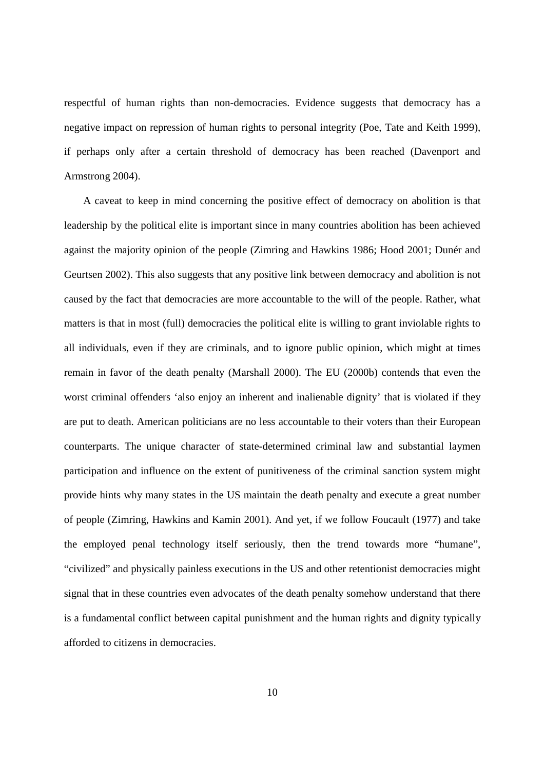respectful of human rights than non-democracies. Evidence suggests that democracy has a negative impact on repression of human rights to personal integrity (Poe, Tate and Keith 1999), if perhaps only after a certain threshold of democracy has been reached (Davenport and Armstrong 2004).

A caveat to keep in mind concerning the positive effect of democracy on abolition is that leadership by the political elite is important since in many countries abolition has been achieved against the majority opinion of the people (Zimring and Hawkins 1986; Hood 2001; Dunér and Geurtsen 2002). This also suggests that any positive link between democracy and abolition is not caused by the fact that democracies are more accountable to the will of the people. Rather, what matters is that in most (full) democracies the political elite is willing to grant inviolable rights to all individuals, even if they are criminals, and to ignore public opinion, which might at times remain in favor of the death penalty (Marshall 2000). The EU (2000b) contends that even the worst criminal offenders 'also enjoy an inherent and inalienable dignity' that is violated if they are put to death. American politicians are no less accountable to their voters than their European counterparts. The unique character of state-determined criminal law and substantial laymen participation and influence on the extent of punitiveness of the criminal sanction system might provide hints why many states in the US maintain the death penalty and execute a great number of people (Zimring, Hawkins and Kamin 2001). And yet, if we follow Foucault (1977) and take the employed penal technology itself seriously, then the trend towards more "humane", "civilized" and physically painless executions in the US and other retentionist democracies might signal that in these countries even advocates of the death penalty somehow understand that there is a fundamental conflict between capital punishment and the human rights and dignity typically afforded to citizens in democracies.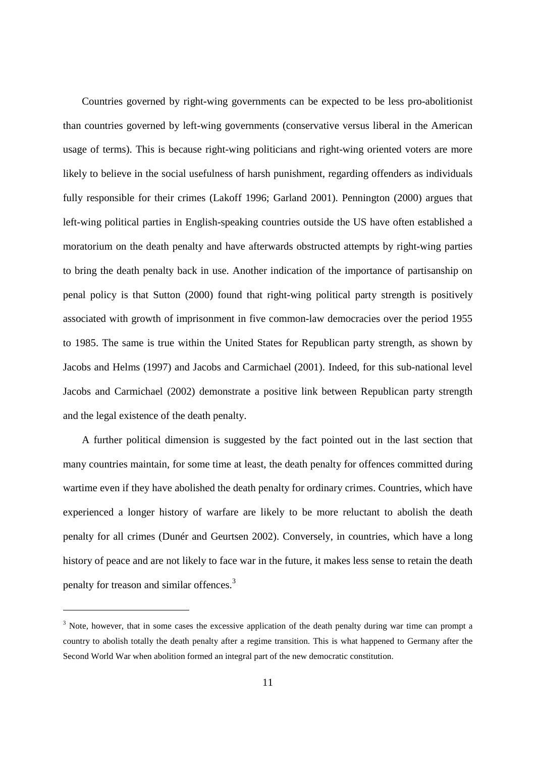Countries governed by right-wing governments can be expected to be less pro-abolitionist than countries governed by left-wing governments (conservative versus liberal in the American usage of terms). This is because right-wing politicians and right-wing oriented voters are more likely to believe in the social usefulness of harsh punishment, regarding offenders as individuals fully responsible for their crimes (Lakoff 1996; Garland 2001). Pennington (2000) argues that left-wing political parties in English-speaking countries outside the US have often established a moratorium on the death penalty and have afterwards obstructed attempts by right-wing parties to bring the death penalty back in use. Another indication of the importance of partisanship on penal policy is that Sutton (2000) found that right-wing political party strength is positively associated with growth of imprisonment in five common-law democracies over the period 1955 to 1985. The same is true within the United States for Republican party strength, as shown by Jacobs and Helms (1997) and Jacobs and Carmichael (2001). Indeed, for this sub-national level Jacobs and Carmichael (2002) demonstrate a positive link between Republican party strength and the legal existence of the death penalty.

A further political dimension is suggested by the fact pointed out in the last section that many countries maintain, for some time at least, the death penalty for offences committed during wartime even if they have abolished the death penalty for ordinary crimes. Countries, which have experienced a longer history of warfare are likely to be more reluctant to abolish the death penalty for all crimes (Dunér and Geurtsen 2002). Conversely, in countries, which have a long history of peace and are not likely to face war in the future, it makes less sense to retain the death penalty for treason and similar offences.[3]

[3] Note, however, that in some cases the excessive application of the death penalty during war time can prompt a country to abolish totally the death penalty after a regime transition. This is what happened to Germany after the Second World War when abolition formed an integral part of the new democratic constitution.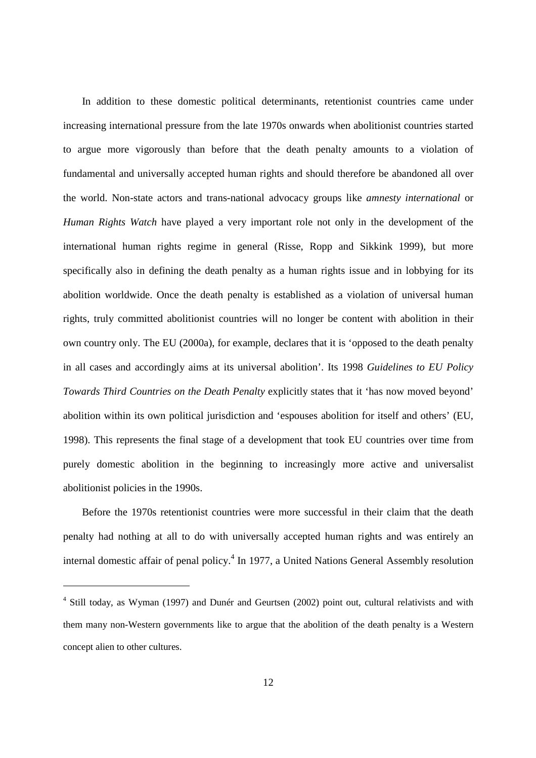In addition to these domestic political determinants, retentionist countries came under increasing international pressure from the late 1970s onwards when abolitionist countries started to argue more vigorously than before that the death penalty amounts to a violation of fundamental and universally accepted human rights and should therefore be abandoned all over the world. Non-state actors and trans-national advocacy groups like *amnesty international* or *Human Rights Watch* have played a very important role not only in the development of the international human rights regime in general (Risse, Ropp and Sikkink 1999), but more specifically also in defining the death penalty as a human rights issue and in lobbying for its abolition worldwide. Once the death penalty is established as a violation of universal human rights, truly committed abolitionist countries will no longer be content with abolition in their own country only. The EU (2000a), for example, declares that it is 'opposed to the death penalty in all cases and accordingly aims at its universal abolition'. Its 1998 *Guidelines to EU Policy Towards Third Countries on the Death Penalty* explicitly states that it 'has now moved beyond' abolition within its own political jurisdiction and 'espouses abolition for itself and others' (EU, 1998). This represents the final stage of a development that took EU countries over time from purely domestic abolition in the beginning to increasingly more active and universalist abolitionist policies in the 1990s.

Before the 1970s retentionist countries were more successful in their claim that the death penalty had nothing at all to do with universally accepted human rights and was entirely an internal domestic affair of penal policy.[4] In 1977, a United Nations General Assembly resolution

---

[4] Still today, as Wyman (1997) and Dunér and Geurtsen (2002) point out, cultural relativists and with them many non-Western governments like to argue that the abolition of the death penalty is a Western concept alien to other cultures.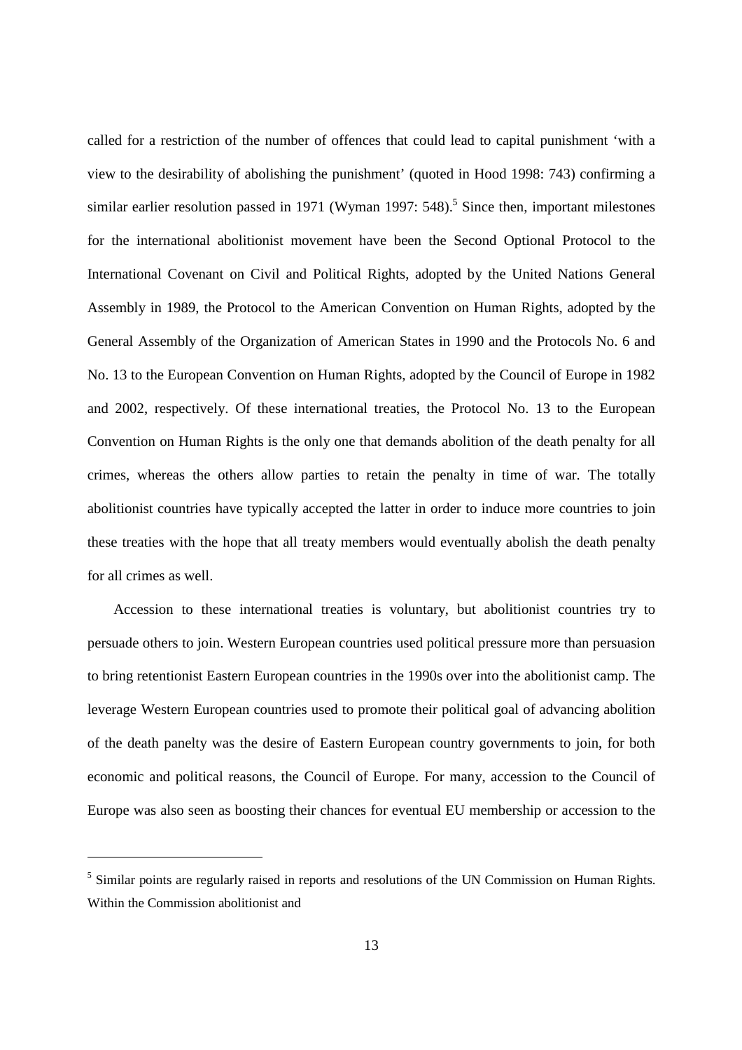called for a restriction of the number of offences that could lead to capital punishment 'with a view to the desirability of abolishing the punishment' (quoted in Hood 1998: 743) confirming a similar earlier resolution passed in 1971 (Wyman 1997: 548).[5] Since then, important milestones for the international abolitionist movement have been the Second Optional Protocol to the International Covenant on Civil and Political Rights, adopted by the United Nations General Assembly in 1989, the Protocol to the American Convention on Human Rights, adopted by the General Assembly of the Organization of American States in 1990 and the Protocols No. 6 and No. 13 to the European Convention on Human Rights, adopted by the Council of Europe in 1982 and 2002, respectively. Of these international treaties, the Protocol No. 13 to the European Convention on Human Rights is the only one that demands abolition of the death penalty for all crimes, whereas the others allow parties to retain the penalty in time of war. The totally abolitionist countries have typically accepted the latter in order to induce more countries to join these treaties with the hope that all treaty members would eventually abolish the death penalty for all crimes as well.

Accession to these international treaties is voluntary, but abolitionist countries try to persuade others to join. Western European countries used political pressure more than persuasion to bring retentionist Eastern European countries in the 1990s over into the abolitionist camp. The leverage Western European countries used to promote their political goal of advancing abolition of the death panelty was the desire of Eastern European country governments to join, for both economic and political reasons, the Council of Europe. For many, accession to the Council of Europe was also seen as boosting their chances for eventual EU membership or accession to the

[5] Similar points are regularly raised in reports and resolutions of the UN Commission on Human Rights. Within the Commission abolitionist and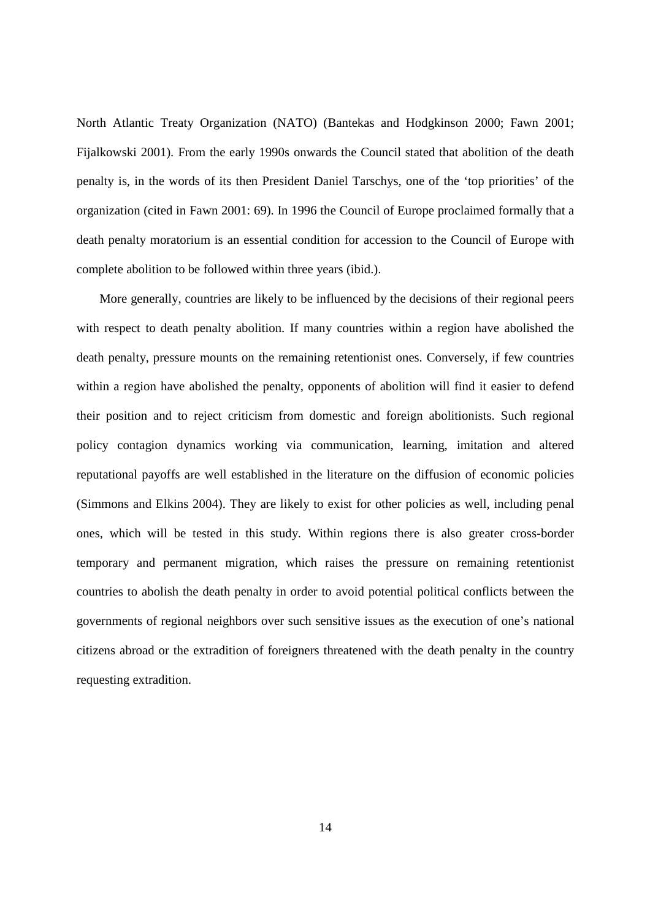North Atlantic Treaty Organization (NATO) (Bantekas and Hodgkinson 2000; Fawn 2001; Fijalkowski 2001). From the early 1990s onwards the Council stated that abolition of the death penalty is, in the words of its then President Daniel Tarschys, one of the 'top priorities' of the organization (cited in Fawn 2001: 69). In 1996 the Council of Europe proclaimed formally that a death penalty moratorium is an essential condition for accession to the Council of Europe with complete abolition to be followed within three years (ibid.).

More generally, countries are likely to be influenced by the decisions of their regional peers with respect to death penalty abolition. If many countries within a region have abolished the death penalty, pressure mounts on the remaining retentionist ones. Conversely, if few countries within a region have abolished the penalty, opponents of abolition will find it easier to defend their position and to reject criticism from domestic and foreign abolitionists. Such regional policy contagion dynamics working via communication, learning, imitation and altered reputational payoffs are well established in the literature on the diffusion of economic policies (Simmons and Elkins 2004). They are likely to exist for other policies as well, including penal ones, which will be tested in this study. Within regions there is also greater cross-border temporary and permanent migration, which raises the pressure on remaining retentionist countries to abolish the death penalty in order to avoid potential political conflicts between the governments of regional neighbors over such sensitive issues as the execution of one's national citizens abroad or the extradition of foreigners threatened with the death penalty in the country requesting extradition.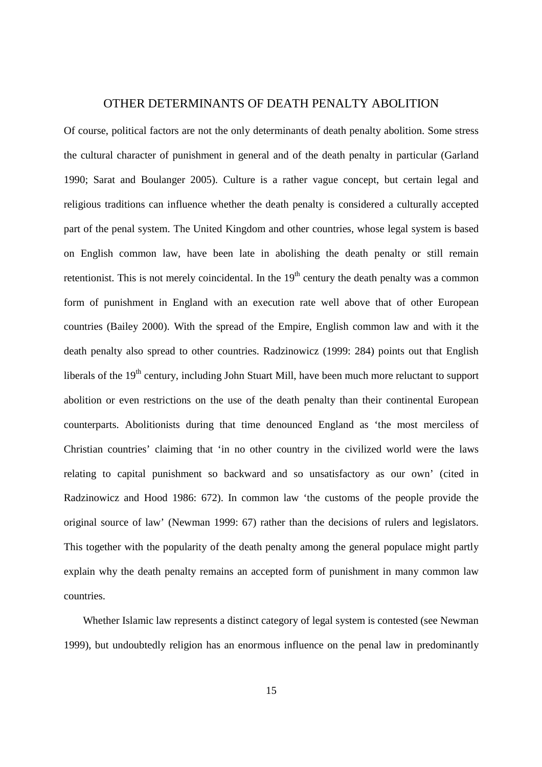## OTHER DETERMINANTS OF DEATH PENALTY ABOLITION

Of course, political factors are not the only determinants of death penalty abolition. Some stress the cultural character of punishment in general and of the death penalty in particular (Garland 1990; Sarat and Boulanger 2005). Culture is a rather vague concept, but certain legal and religious traditions can influence whether the death penalty is considered a culturally accepted part of the penal system. The United Kingdom and other countries, whose legal system is based on English common law, have been late in abolishing the death penalty or still remain retentionist. This is not merely coincidental. In the 19th century the death penalty was a common form of punishment in England with an execution rate well above that of other European countries (Bailey 2000). With the spread of the Empire, English common law and with it the death penalty also spread to other countries. Radzinowicz (1999: 284) points out that English liberals of the 19th century, including John Stuart Mill, have been much more reluctant to support abolition or even restrictions on the use of the death penalty than their continental European counterparts. Abolitionists during that time denounced England as 'the most merciless of Christian countries' claiming that 'in no other country in the civilized world were the laws relating to capital punishment so backward and so unsatisfactory as our own' (cited in Radzinowicz and Hood 1986: 672). In common law 'the customs of the people provide the original source of law' (Newman 1999: 67) rather than the decisions of rulers and legislators. This together with the popularity of the death penalty among the general populace might partly explain why the death penalty remains an accepted form of punishment in many common law countries.

Whether Islamic law represents a distinct category of legal system is contested (see Newman 1999), but undoubtedly religion has an enormous influence on the penal law in predominantly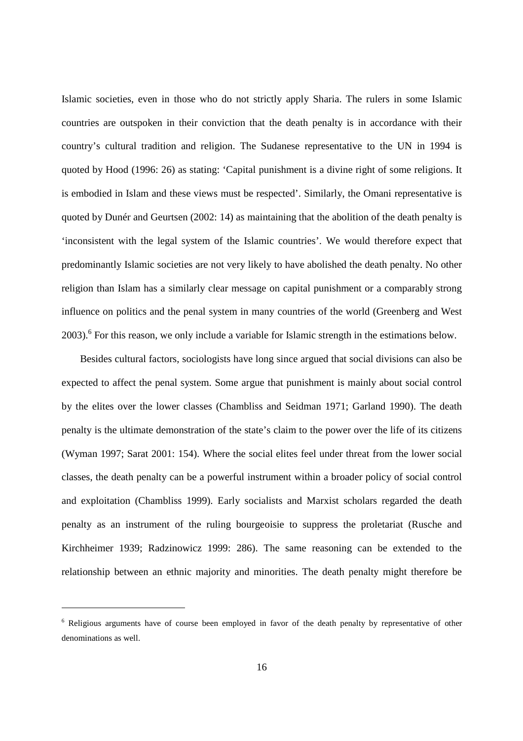Islamic societies, even in those who do not strictly apply Sharia. The rulers in some Islamic countries are outspoken in their conviction that the death penalty is in accordance with their country's cultural tradition and religion. The Sudanese representative to the UN in 1994 is quoted by Hood (1996: 26) as stating: 'Capital punishment is a divine right of some religions. It is embodied in Islam and these views must be respected'. Similarly, the Omani representative is quoted by Dunér and Geurtsen (2002: 14) as maintaining that the abolition of the death penalty is 'inconsistent with the legal system of the Islamic countries'. We would therefore expect that predominantly Islamic societies are not very likely to have abolished the death penalty. No other religion than Islam has a similarly clear message on capital punishment or a comparably strong influence on politics and the penal system in many countries of the world (Greenberg and West 2003).[6] For this reason, we only include a variable for Islamic strength in the estimations below.

Besides cultural factors, sociologists have long since argued that social divisions can also be expected to affect the penal system. Some argue that punishment is mainly about social control by the elites over the lower classes (Chambliss and Seidman 1971; Garland 1990). The death penalty is the ultimate demonstration of the state's claim to the power over the life of its citizens (Wyman 1997; Sarat 2001: 154). Where the social elites feel under threat from the lower social classes, the death penalty can be a powerful instrument within a broader policy of social control and exploitation (Chambliss 1999). Early socialists and Marxist scholars regarded the death penalty as an instrument of the ruling bourgeoisie to suppress the proletariat (Rusche and Kirchheimer 1939; Radzinowicz 1999: 286). The same reasoning can be extended to the relationship between an ethnic majority and minorities. The death penalty might therefore be

[6] Religious arguments have of course been employed in favor of the death penalty by representative of other denominations as well.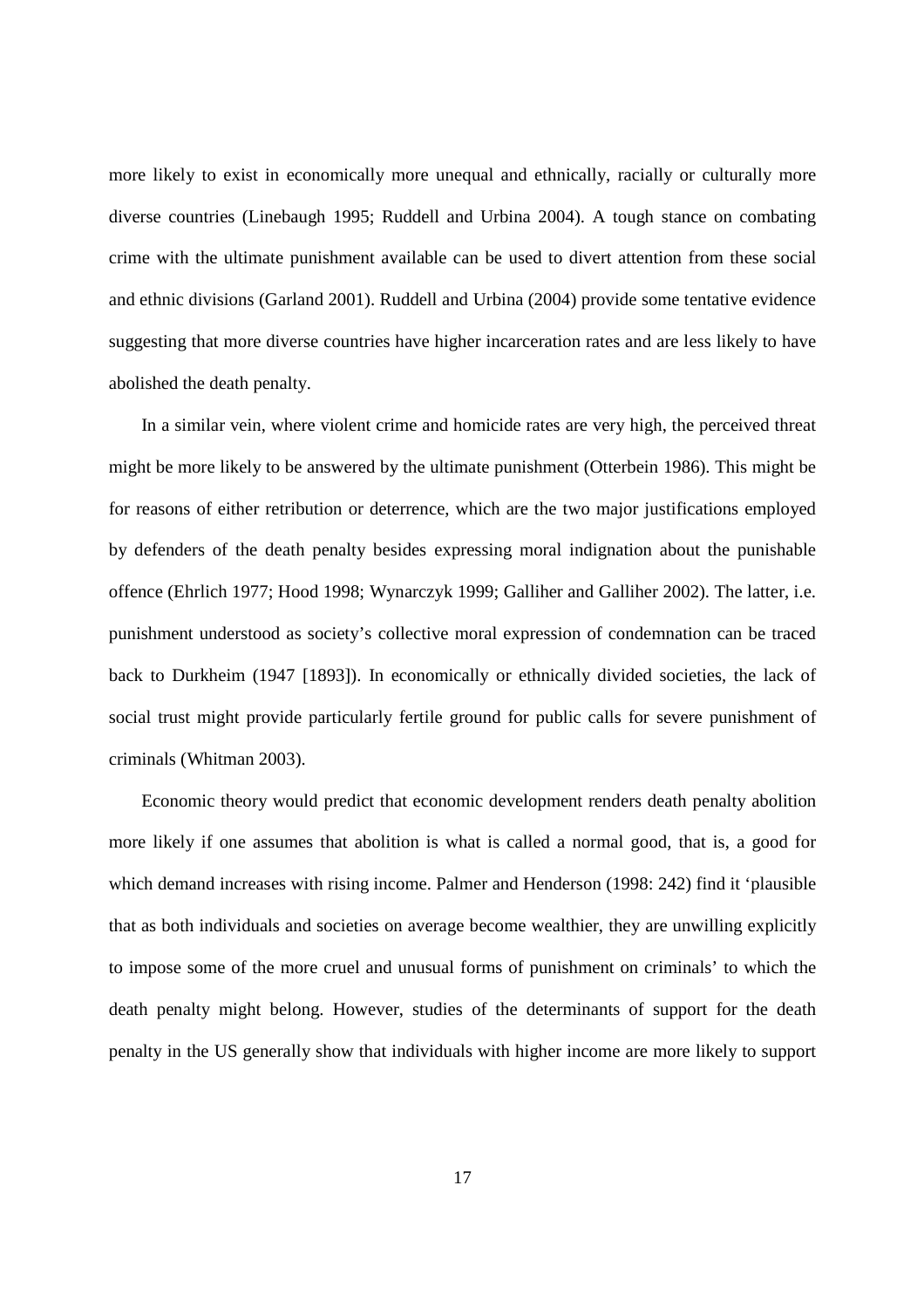more likely to exist in economically more unequal and ethnically, racially or culturally more diverse countries (Linebaugh 1995; Ruddell and Urbina 2004). A tough stance on combating crime with the ultimate punishment available can be used to divert attention from these social and ethnic divisions (Garland 2001). Ruddell and Urbina (2004) provide some tentative evidence suggesting that more diverse countries have higher incarceration rates and are less likely to have abolished the death penalty.

In a similar vein, where violent crime and homicide rates are very high, the perceived threat might be more likely to be answered by the ultimate punishment (Otterbein 1986). This might be for reasons of either retribution or deterrence, which are the two major justifications employed by defenders of the death penalty besides expressing moral indignation about the punishable offence (Ehrlich 1977; Hood 1998; Wynarczyk 1999; Galliher and Galliher 2002). The latter, i.e. punishment understood as society's collective moral expression of condemnation can be traced back to Durkheim (1947 [1893]). In economically or ethnically divided societies, the lack of social trust might provide particularly fertile ground for public calls for severe punishment of criminals (Whitman 2003).

Economic theory would predict that economic development renders death penalty abolition more likely if one assumes that abolition is what is called a normal good, that is, a good for which demand increases with rising income. Palmer and Henderson (1998: 242) find it 'plausible that as both individuals and societies on average become wealthier, they are unwilling explicitly to impose some of the more cruel and unusual forms of punishment on criminals' to which the death penalty might belong. However, studies of the determinants of support for the death penalty in the US generally show that individuals with higher income are more likely to support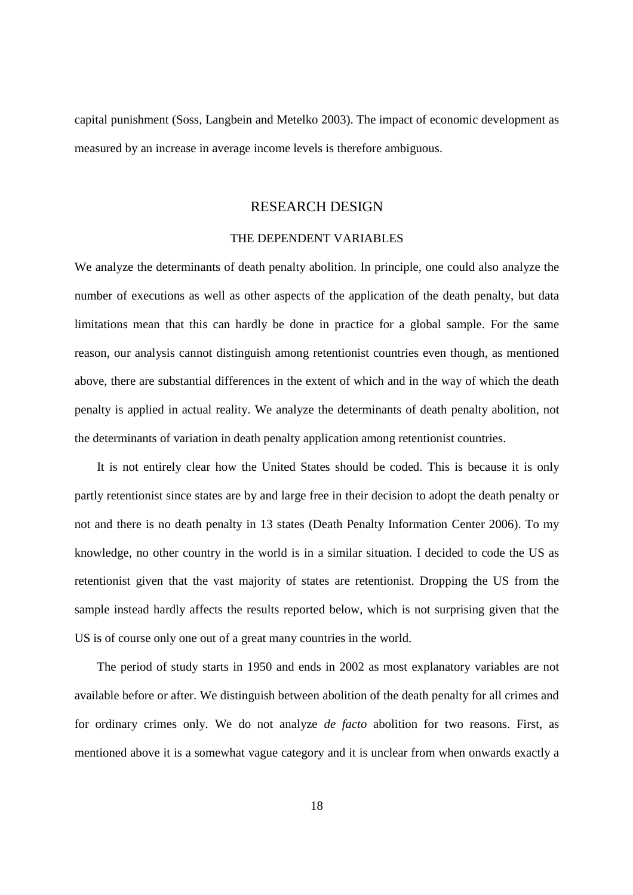capital punishment (Soss, Langbein and Metelko 2003). The impact of economic development as measured by an increase in average income levels is therefore ambiguous.

## RESEARCH DESIGN

### THE DEPENDENT VARIABLES

We analyze the determinants of death penalty abolition. In principle, one could also analyze the number of executions as well as other aspects of the application of the death penalty, but data limitations mean that this can hardly be done in practice for a global sample. For the same reason, our analysis cannot distinguish among retentionist countries even though, as mentioned above, there are substantial differences in the extent of which and in the way of which the death penalty is applied in actual reality. We analyze the determinants of death penalty abolition, not the determinants of variation in death penalty application among retentionist countries.

It is not entirely clear how the United States should be coded. This is because it is only partly retentionist since states are by and large free in their decision to adopt the death penalty or not and there is no death penalty in 13 states (Death Penalty Information Center 2006). To my knowledge, no other country in the world is in a similar situation. I decided to code the US as retentionist given that the vast majority of states are retentionist. Dropping the US from the sample instead hardly affects the results reported below, which is not surprising given that the US is of course only one out of a great many countries in the world.

The period of study starts in 1950 and ends in 2002 as most explanatory variables are not available before or after. We distinguish between abolition of the death penalty for all crimes and for ordinary crimes only. We do not analyze *de facto* abolition for two reasons. First, as mentioned above it is a somewhat vague category and it is unclear from when onwards exactly a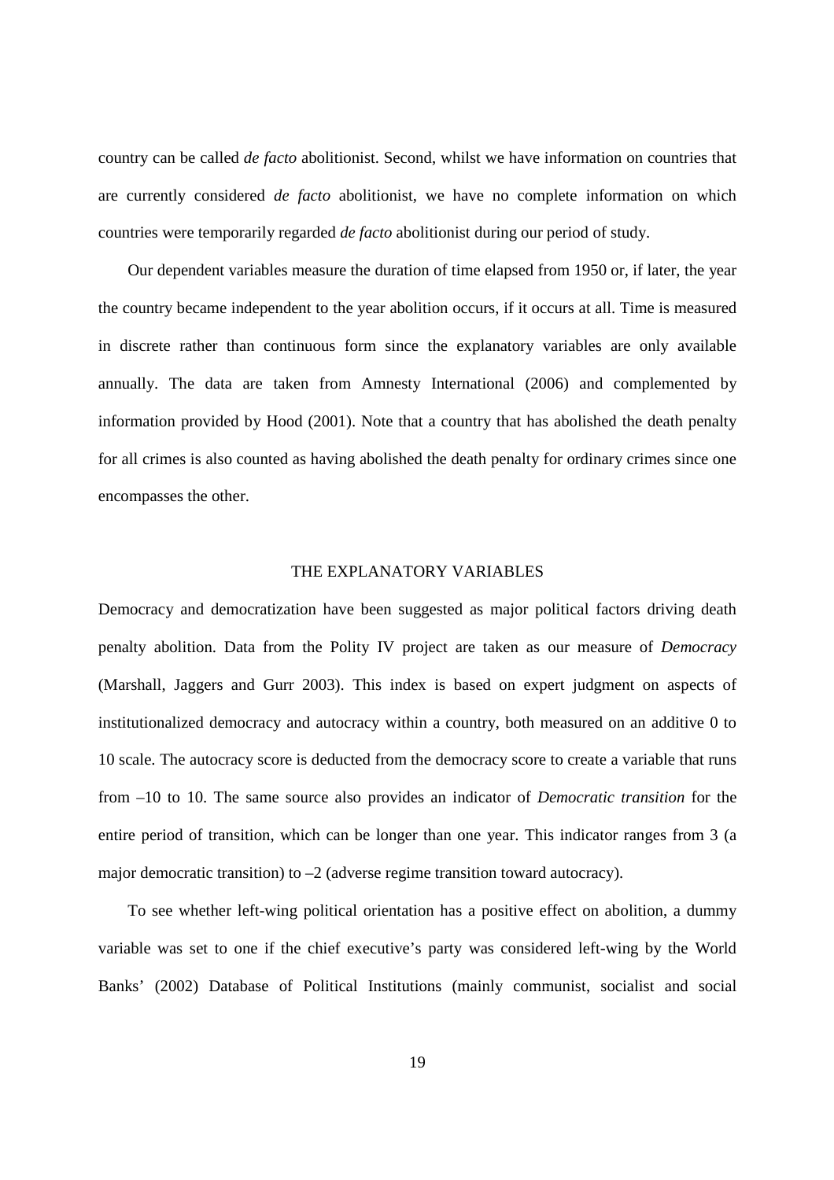country can be called *de facto* abolitionist. Second, whilst we have information on countries that are currently considered *de facto* abolitionist, we have no complete information on which countries were temporarily regarded *de facto* abolitionist during our period of study.

Our dependent variables measure the duration of time elapsed from 1950 or, if later, the year the country became independent to the year abolition occurs, if it occurs at all. Time is measured in discrete rather than continuous form since the explanatory variables are only available annually. The data are taken from Amnesty International (2006) and complemented by information provided by Hood (2001). Note that a country that has abolished the death penalty for all crimes is also counted as having abolished the death penalty for ordinary crimes since one encompasses the other.

## THE EXPLANATORY VARIABLES

Democracy and democratization have been suggested as major political factors driving death penalty abolition. Data from the Polity IV project are taken as our measure of *Democracy* (Marshall, Jaggers and Gurr 2003). This index is based on expert judgment on aspects of institutionalized democracy and autocracy within a country, both measured on an additive 0 to 10 scale. The autocracy score is deducted from the democracy score to create a variable that runs from –10 to 10. The same source also provides an indicator of *Democratic transition* for the entire period of transition, which can be longer than one year. This indicator ranges from 3 (a major democratic transition) to –2 (adverse regime transition toward autocracy).

To see whether left-wing political orientation has a positive effect on abolition, a dummy variable was set to one if the chief executive's party was considered left-wing by the World Banks' (2002) Database of Political Institutions (mainly communist, socialist and social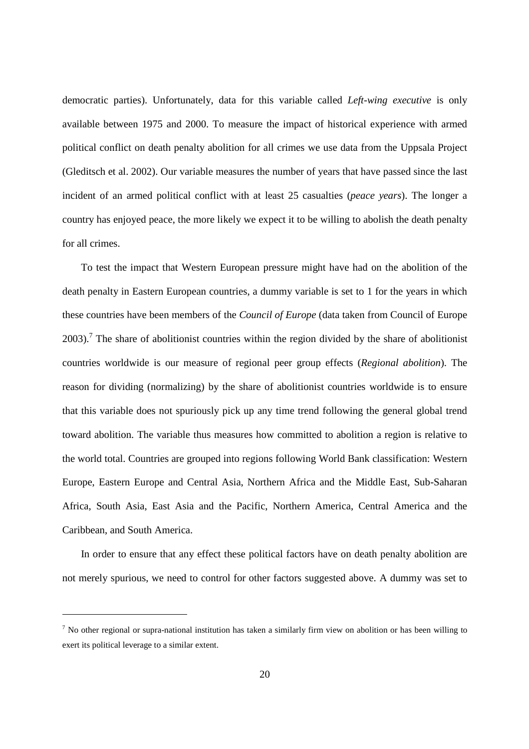democratic parties). Unfortunately, data for this variable called *Left-wing executive* is only available between 1975 and 2000. To measure the impact of historical experience with armed political conflict on death penalty abolition for all crimes we use data from the Uppsala Project (Gleditsch et al. 2002). Our variable measures the number of years that have passed since the last incident of an armed political conflict with at least 25 casualties (*peace years*). The longer a country has enjoyed peace, the more likely we expect it to be willing to abolish the death penalty for all crimes.

To test the impact that Western European pressure might have had on the abolition of the death penalty in Eastern European countries, a dummy variable is set to 1 for the years in which these countries have been members of the *Council of Europe* (data taken from Council of Europe 2003).[7] The share of abolitionist countries within the region divided by the share of abolitionist countries worldwide is our measure of regional peer group effects (*Regional abolition*). The reason for dividing (normalizing) by the share of abolitionist countries worldwide is to ensure that this variable does not spuriously pick up any time trend following the general global trend toward abolition. The variable thus measures how committed to abolition a region is relative to the world total. Countries are grouped into regions following World Bank classification: Western Europe, Eastern Europe and Central Asia, Northern Africa and the Middle East, Sub-Saharan Africa, South Asia, East Asia and the Pacific, Northern America, Central America and the Caribbean, and South America.

In order to ensure that any effect these political factors have on death penalty abolition are not merely spurious, we need to control for other factors suggested above. A dummy was set to

[7] No other regional or supra-national institution has taken a similarly firm view on abolition or has been willing to exert its political leverage to a similar extent.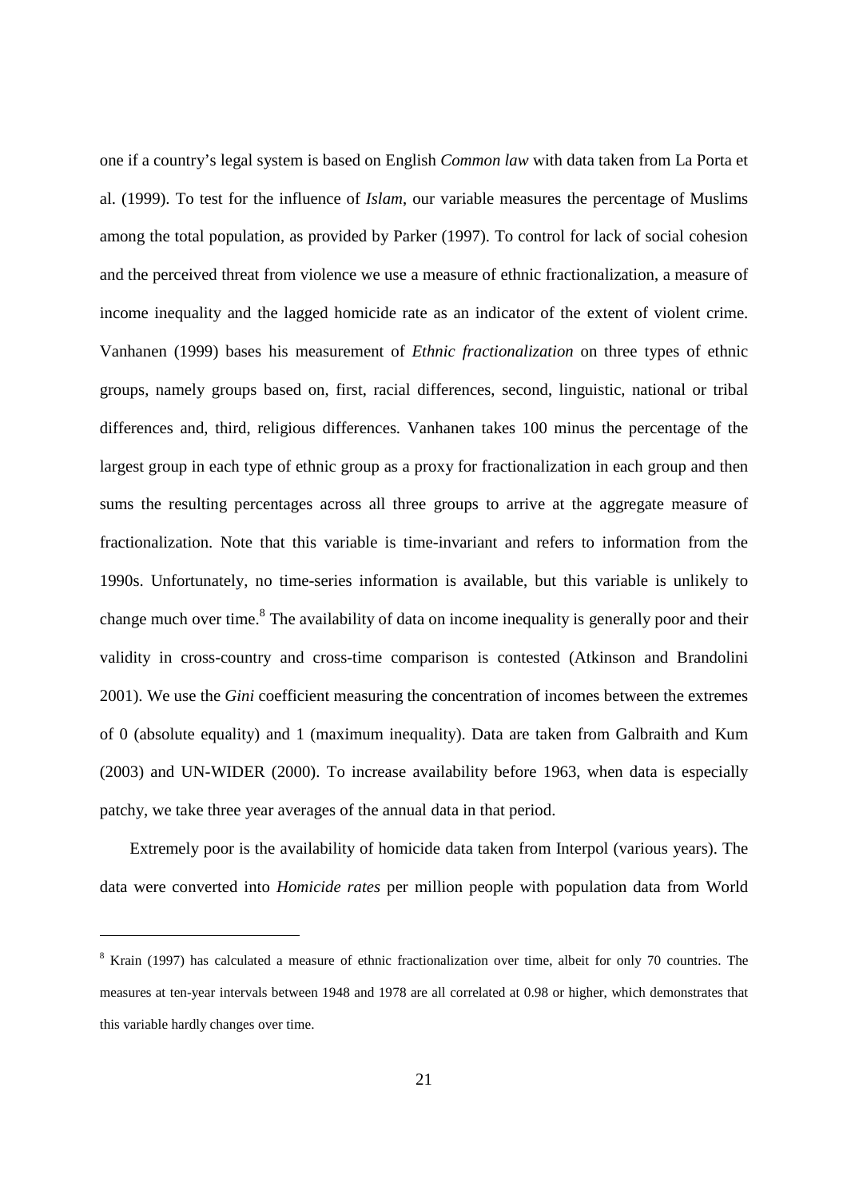one if a country's legal system is based on English *Common law* with data taken from La Porta et al. (1999). To test for the influence of *Islam*, our variable measures the percentage of Muslims among the total population, as provided by Parker (1997). To control for lack of social cohesion and the perceived threat from violence we use a measure of ethnic fractionalization, a measure of income inequality and the lagged homicide rate as an indicator of the extent of violent crime. Vanhanen (1999) bases his measurement of *Ethnic fractionalization* on three types of ethnic groups, namely groups based on, first, racial differences, second, linguistic, national or tribal differences and, third, religious differences. Vanhanen takes 100 minus the percentage of the largest group in each type of ethnic group as a proxy for fractionalization in each group and then sums the resulting percentages across all three groups to arrive at the aggregate measure of fractionalization. Note that this variable is time-invariant and refers to information from the 1990s. Unfortunately, no time-series information is available, but this variable is unlikely to change much over time.[8] The availability of data on income inequality is generally poor and their validity in cross-country and cross-time comparison is contested (Atkinson and Brandolini 2001). We use the *Gini* coefficient measuring the concentration of incomes between the extremes of 0 (absolute equality) and 1 (maximum inequality). Data are taken from Galbraith and Kum (2003) and UN-WIDER (2000). To increase availability before 1963, when data is especially patchy, we take three year averages of the annual data in that period.

Extremely poor is the availability of homicide data taken from Interpol (various years). The data were converted into *Homicide rates* per million people with population data from World

[8] Krain (1997) has calculated a measure of ethnic fractionalization over time, albeit for only 70 countries. The measures at ten-year intervals between 1948 and 1978 are all correlated at 0.98 or higher, which demonstrates that this variable hardly changes over time.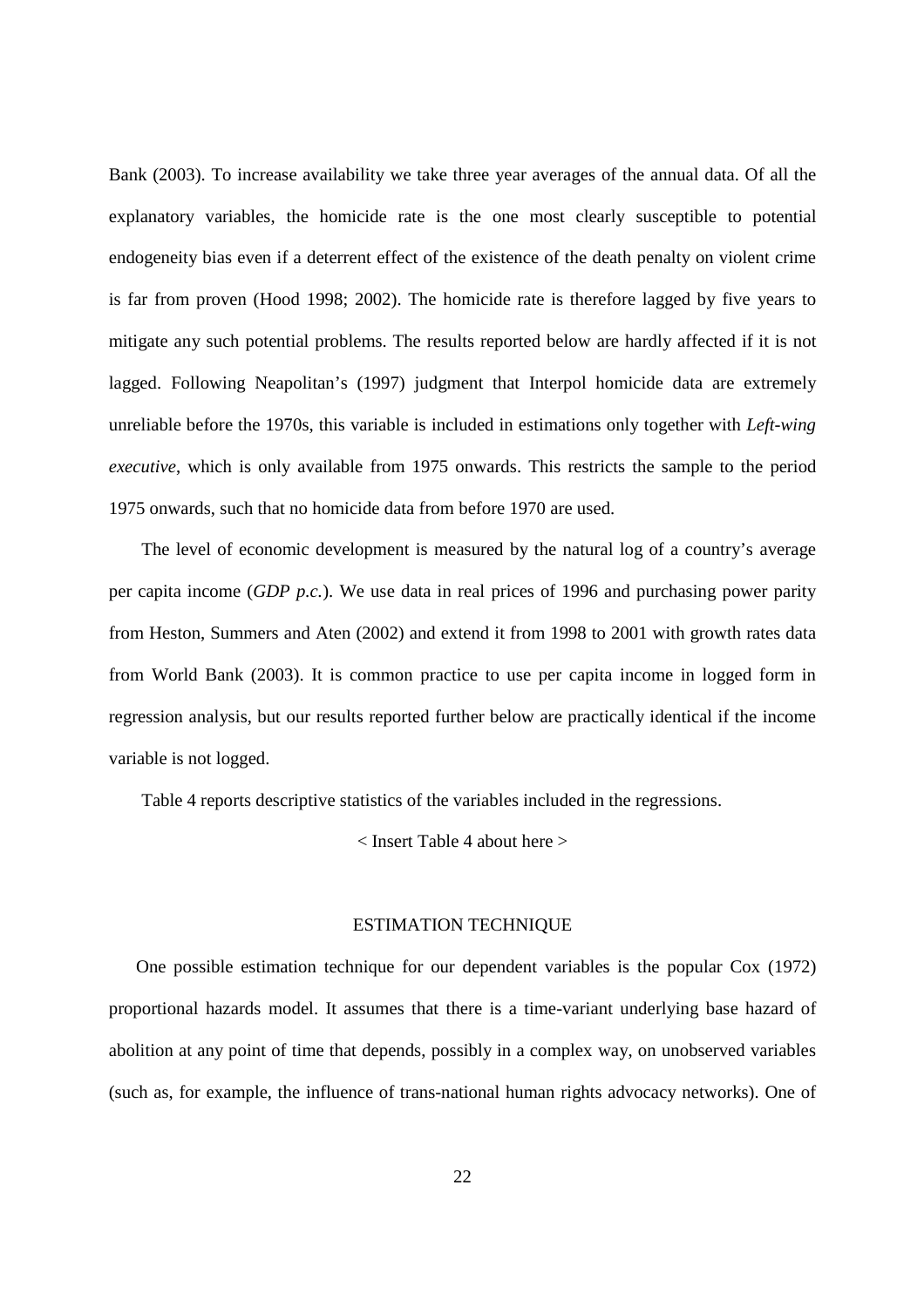Bank (2003). To increase availability we take three year averages of the annual data. Of all the explanatory variables, the homicide rate is the one most clearly susceptible to potential endogeneity bias even if a deterrent effect of the existence of the death penalty on violent crime is far from proven (Hood 1998; 2002). The homicide rate is therefore lagged by five years to mitigate any such potential problems. The results reported below are hardly affected if it is not lagged. Following Neapolitan's (1997) judgment that Interpol homicide data are extremely unreliable before the 1970s, this variable is included in estimations only together with *Left-wing executive*, which is only available from 1975 onwards. This restricts the sample to the period 1975 onwards, such that no homicide data from before 1970 are used.

The level of economic development is measured by the natural log of a country's average per capita income (*GDP p.c.*). We use data in real prices of 1996 and purchasing power parity from Heston, Summers and Aten (2002) and extend it from 1998 to 2001 with growth rates data from World Bank (2003). It is common practice to use per capita income in logged form in regression analysis, but our results reported further below are practically identical if the income variable is not logged.

Table 4 reports descriptive statistics of the variables included in the regressions.

< Insert Table 4 about here >

## ESTIMATION TECHNIQUE

One possible estimation technique for our dependent variables is the popular Cox (1972) proportional hazards model. It assumes that there is a time-variant underlying base hazard of abolition at any point of time that depends, possibly in a complex way, on unobserved variables (such as, for example, the influence of trans-national human rights advocacy networks). One of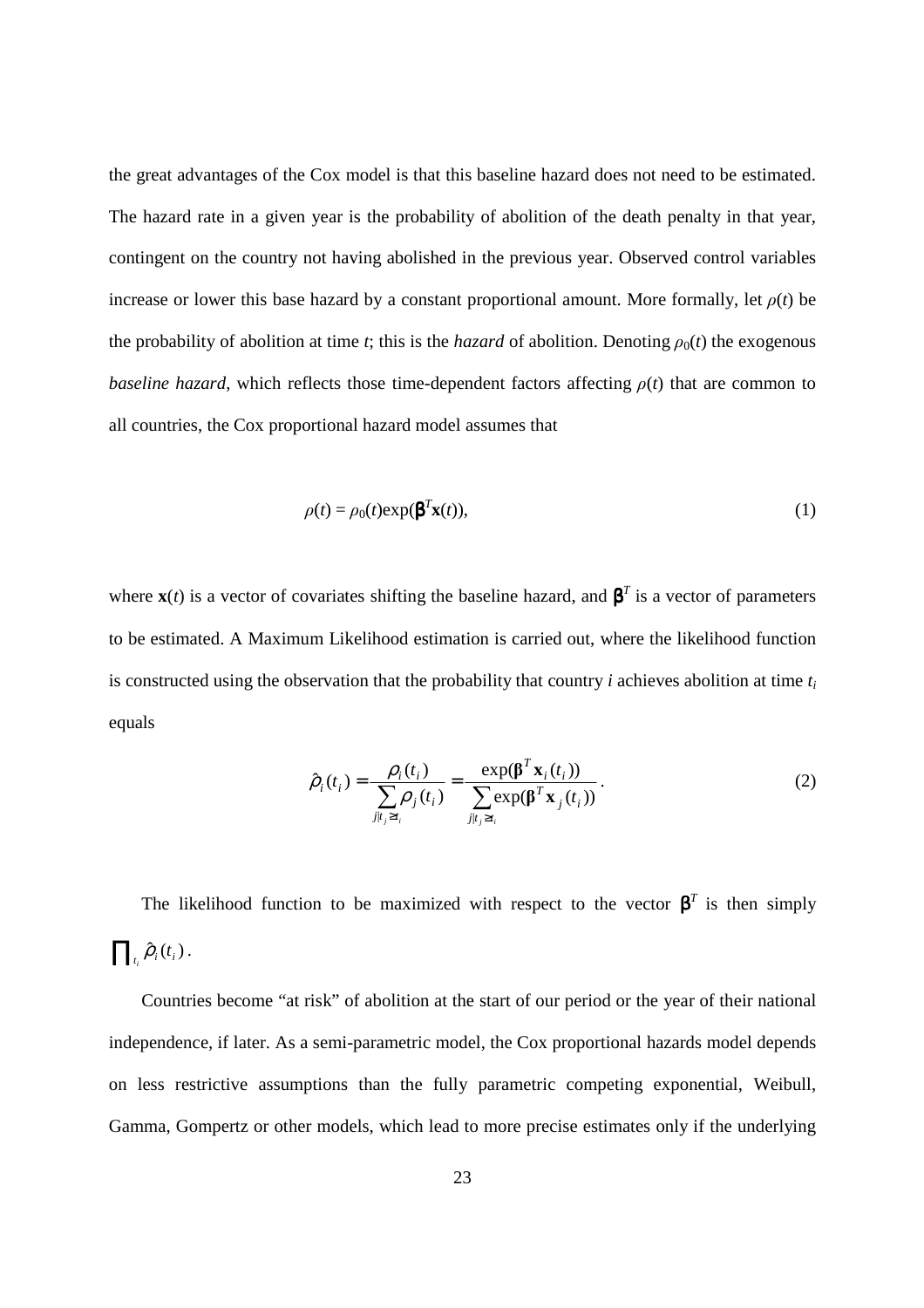the great advantages of the Cox model is that this baseline hazard does not need to be estimated. The hazard rate in a given year is the probability of abolition of the death penalty in that year, contingent on the country not having abolished in the previous year. Observed control variables increase or lower this base hazard by a constant proportional amount. More formally, let $\rho(t)$ be the probability of abolition at time $t$; this is the *hazard* of abolition. Denoting $\rho_0(t)$ the exogenous *baseline hazard*, which reflects those time-dependent factors affecting $\rho(t)$ that are common to all countries, the Cox proportional hazard model assumes that

$$\rho(t) = \rho_0(t)\exp(\boldsymbol{\beta}^T\mathbf{x}(t)), \tag{1}$$

where $\mathbf{x}(t)$ is a vector of covariates shifting the baseline hazard, and $\boldsymbol{\beta}^T$ is a vector of parameters to be estimated. A Maximum Likelihood estimation is carried out, where the likelihood function is constructed using the observation that the probability that country $i$ achieves abolition at time $t_i$ equals

$$\hat{\rho}_i(t_i) = \frac{\rho_i(t_i)}{\sum_{j|t_j \geq t_i} \rho_j(t_i)} = \frac{\exp(\boldsymbol{\beta}^T \mathbf{x}_i(t_i))}{\sum_{j|t_j \geq t_i} \exp(\boldsymbol{\beta}^T \mathbf{x}_j(t_i))}. \tag{2}$$

The likelihood function to be maximized with respect to the vector $\boldsymbol{\beta}^T$ is then simply $\prod_{t_i} \hat{\rho}_i(t_i)$.

Countries become "at risk" of abolition at the start of our period or the year of their national independence, if later. As a semi-parametric model, the Cox proportional hazards model depends on less restrictive assumptions than the fully parametric competing exponential, Weibull, Gamma, Gompertz or other models, which lead to more precise estimates only if the underlying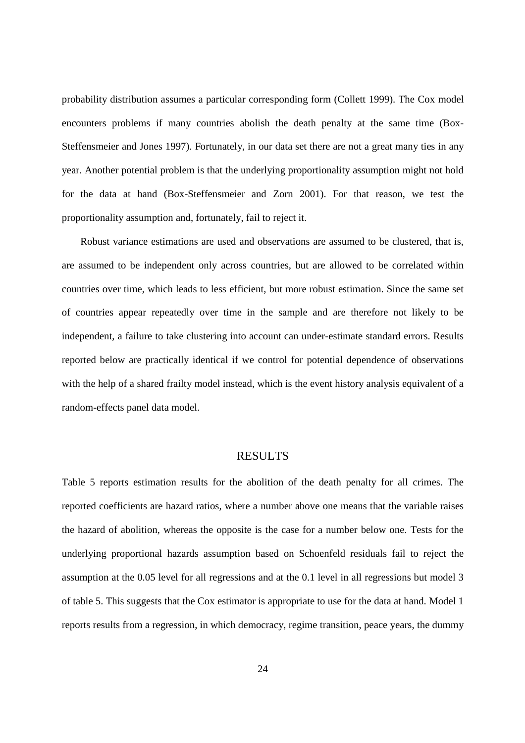probability distribution assumes a particular corresponding form (Collett 1999). The Cox model encounters problems if many countries abolish the death penalty at the same time (Box-Steffensmeier and Jones 1997). Fortunately, in our data set there are not a great many ties in any year. Another potential problem is that the underlying proportionality assumption might not hold for the data at hand (Box-Steffensmeier and Zorn 2001). For that reason, we test the proportionality assumption and, fortunately, fail to reject it.

Robust variance estimations are used and observations are assumed to be clustered, that is, are assumed to be independent only across countries, but are allowed to be correlated within countries over time, which leads to less efficient, but more robust estimation. Since the same set of countries appear repeatedly over time in the sample and are therefore not likely to be independent, a failure to take clustering into account can under-estimate standard errors. Results reported below are practically identical if we control for potential dependence of observations with the help of a shared frailty model instead, which is the event history analysis equivalent of a random-effects panel data model.

## RESULTS

Table 5 reports estimation results for the abolition of the death penalty for all crimes. The reported coefficients are hazard ratios, where a number above one means that the variable raises the hazard of abolition, whereas the opposite is the case for a number below one. Tests for the underlying proportional hazards assumption based on Schoenfeld residuals fail to reject the assumption at the 0.05 level for all regressions and at the 0.1 level in all regressions but model 3 of table 5. This suggests that the Cox estimator is appropriate to use for the data at hand. Model 1 reports results from a regression, in which democracy, regime transition, peace years, the dummy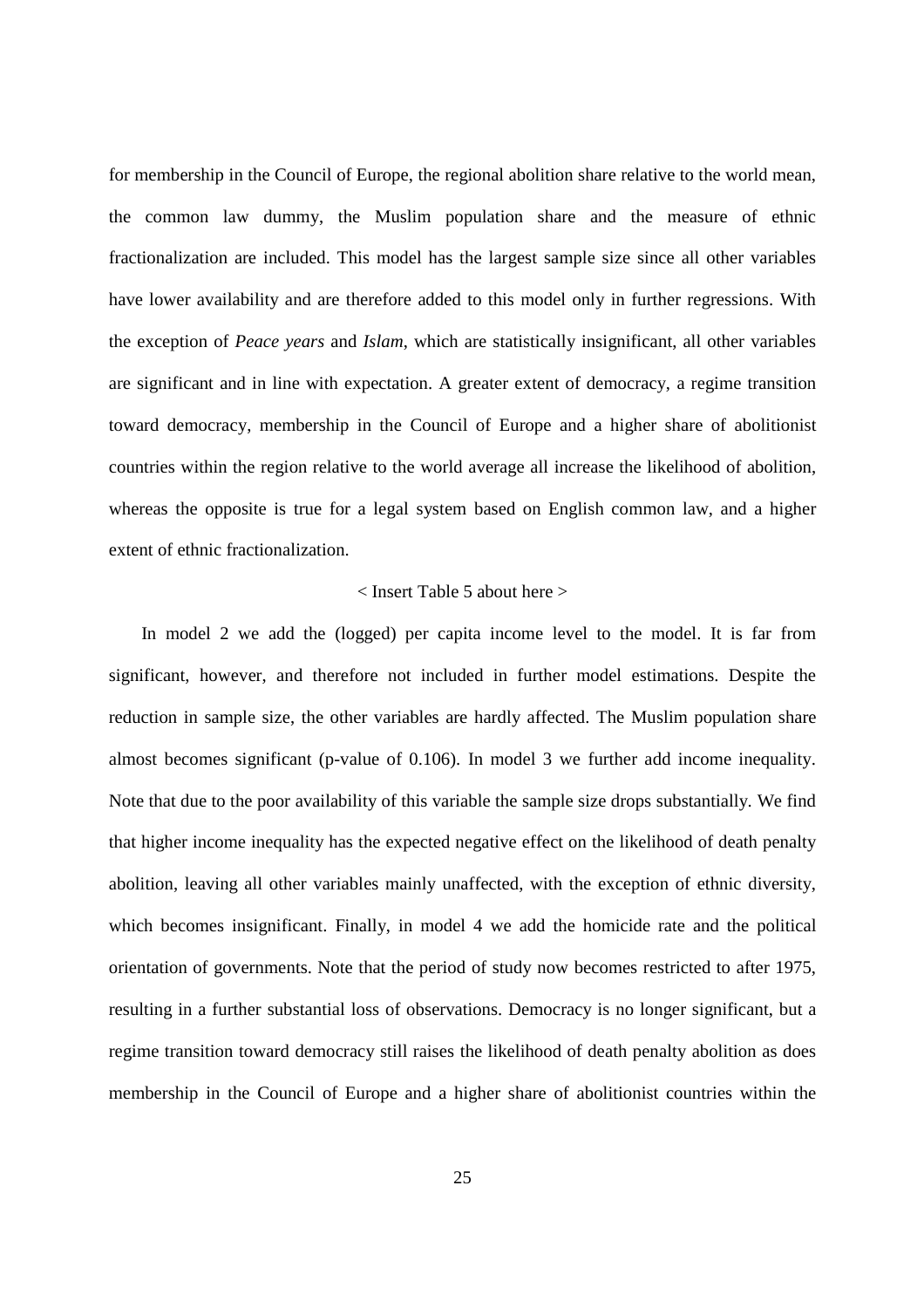for membership in the Council of Europe, the regional abolition share relative to the world mean, the common law dummy, the Muslim population share and the measure of ethnic fractionalization are included. This model has the largest sample size since all other variables have lower availability and are therefore added to this model only in further regressions. With the exception of *Peace years* and *Islam*, which are statistically insignificant, all other variables are significant and in line with expectation. A greater extent of democracy, a regime transition toward democracy, membership in the Council of Europe and a higher share of abolitionist countries within the region relative to the world average all increase the likelihood of abolition, whereas the opposite is true for a legal system based on English common law, and a higher extent of ethnic fractionalization.

< Insert Table 5 about here >

In model 2 we add the (logged) per capita income level to the model. It is far from significant, however, and therefore not included in further model estimations. Despite the reduction in sample size, the other variables are hardly affected. The Muslim population share almost becomes significant (p-value of 0.106). In model 3 we further add income inequality. Note that due to the poor availability of this variable the sample size drops substantially. We find that higher income inequality has the expected negative effect on the likelihood of death penalty abolition, leaving all other variables mainly unaffected, with the exception of ethnic diversity, which becomes insignificant. Finally, in model 4 we add the homicide rate and the political orientation of governments. Note that the period of study now becomes restricted to after 1975, resulting in a further substantial loss of observations. Democracy is no longer significant, but a regime transition toward democracy still raises the likelihood of death penalty abolition as does membership in the Council of Europe and a higher share of abolitionist countries within the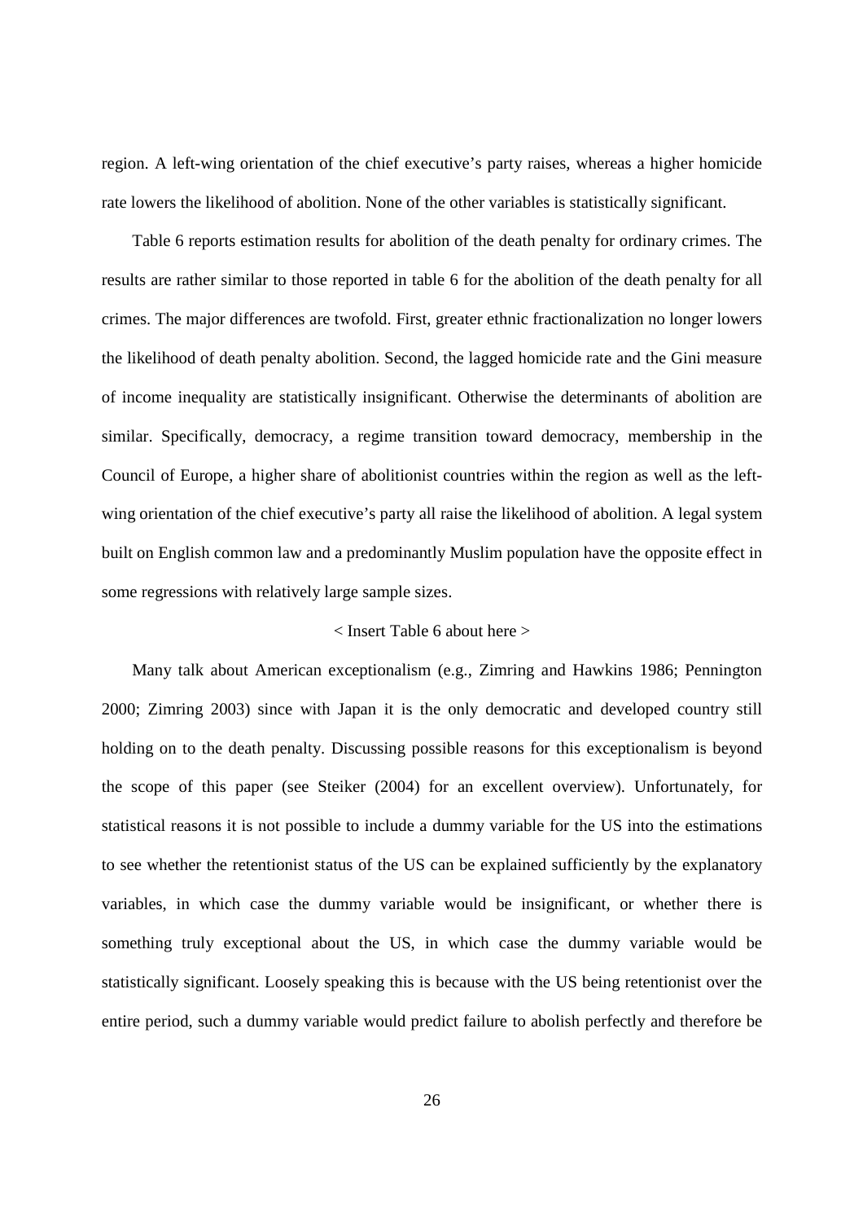region. A left-wing orientation of the chief executive's party raises, whereas a higher homicide rate lowers the likelihood of abolition. None of the other variables is statistically significant.

Table 6 reports estimation results for abolition of the death penalty for ordinary crimes. The results are rather similar to those reported in table 6 for the abolition of the death penalty for all crimes. The major differences are twofold. First, greater ethnic fractionalization no longer lowers the likelihood of death penalty abolition. Second, the lagged homicide rate and the Gini measure of income inequality are statistically insignificant. Otherwise the determinants of abolition are similar. Specifically, democracy, a regime transition toward democracy, membership in the Council of Europe, a higher share of abolitionist countries within the region as well as the left-wing orientation of the chief executive's party all raise the likelihood of abolition. A legal system built on English common law and a predominantly Muslim population have the opposite effect in some regressions with relatively large sample sizes.

< Insert Table 6 about here >

Many talk about American exceptionalism (e.g., Zimring and Hawkins 1986; Pennington 2000; Zimring 2003) since with Japan it is the only democratic and developed country still holding on to the death penalty. Discussing possible reasons for this exceptionalism is beyond the scope of this paper (see Steiker (2004) for an excellent overview). Unfortunately, for statistical reasons it is not possible to include a dummy variable for the US into the estimations to see whether the retentionist status of the US can be explained sufficiently by the explanatory variables, in which case the dummy variable would be insignificant, or whether there is something truly exceptional about the US, in which case the dummy variable would be statistically significant. Loosely speaking this is because with the US being retentionist over the entire period, such a dummy variable would predict failure to abolish perfectly and therefore be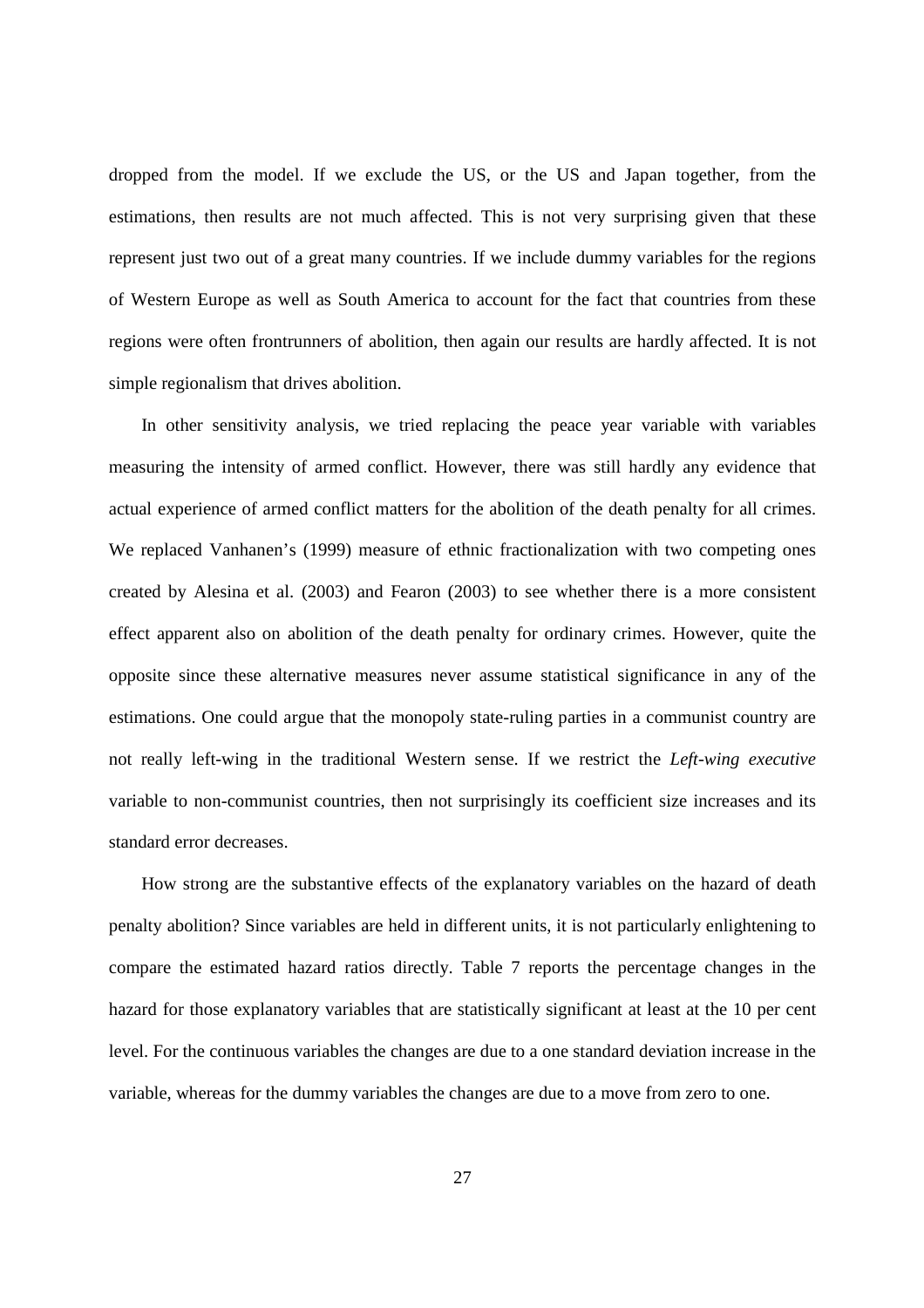dropped from the model. If we exclude the US, or the US and Japan together, from the estimations, then results are not much affected. This is not very surprising given that these represent just two out of a great many countries. If we include dummy variables for the regions of Western Europe as well as South America to account for the fact that countries from these regions were often frontrunners of abolition, then again our results are hardly affected. It is not simple regionalism that drives abolition.

In other sensitivity analysis, we tried replacing the peace year variable with variables measuring the intensity of armed conflict. However, there was still hardly any evidence that actual experience of armed conflict matters for the abolition of the death penalty for all crimes. We replaced Vanhanen's (1999) measure of ethnic fractionalization with two competing ones created by Alesina et al. (2003) and Fearon (2003) to see whether there is a more consistent effect apparent also on abolition of the death penalty for ordinary crimes. However, quite the opposite since these alternative measures never assume statistical significance in any of the estimations. One could argue that the monopoly state-ruling parties in a communist country are not really left-wing in the traditional Western sense. If we restrict the *Left-wing executive* variable to non-communist countries, then not surprisingly its coefficient size increases and its standard error decreases.

How strong are the substantive effects of the explanatory variables on the hazard of death penalty abolition? Since variables are held in different units, it is not particularly enlightening to compare the estimated hazard ratios directly. Table 7 reports the percentage changes in the hazard for those explanatory variables that are statistically significant at least at the 10 per cent level. For the continuous variables the changes are due to a one standard deviation increase in the variable, whereas for the dummy variables the changes are due to a move from zero to one.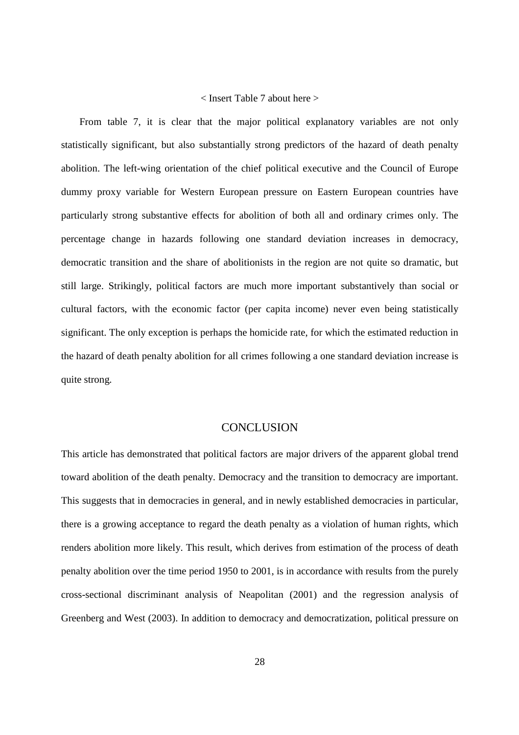< Insert Table 7 about here >

From table 7, it is clear that the major political explanatory variables are not only statistically significant, but also substantially strong predictors of the hazard of death penalty abolition. The left-wing orientation of the chief political executive and the Council of Europe dummy proxy variable for Western European pressure on Eastern European countries have particularly strong substantive effects for abolition of both all and ordinary crimes only. The percentage change in hazards following one standard deviation increases in democracy, democratic transition and the share of abolitionists in the region are not quite so dramatic, but still large. Strikingly, political factors are much more important substantively than social or cultural factors, with the economic factor (per capita income) never even being statistically significant. The only exception is perhaps the homicide rate, for which the estimated reduction in the hazard of death penalty abolition for all crimes following a one standard deviation increase is quite strong.

## CONCLUSION

This article has demonstrated that political factors are major drivers of the apparent global trend toward abolition of the death penalty. Democracy and the transition to democracy are important. This suggests that in democracies in general, and in newly established democracies in particular, there is a growing acceptance to regard the death penalty as a violation of human rights, which renders abolition more likely. This result, which derives from estimation of the process of death penalty abolition over the time period 1950 to 2001, is in accordance with results from the purely cross-sectional discriminant analysis of Neapolitan (2001) and the regression analysis of Greenberg and West (2003). In addition to democracy and democratization, political pressure on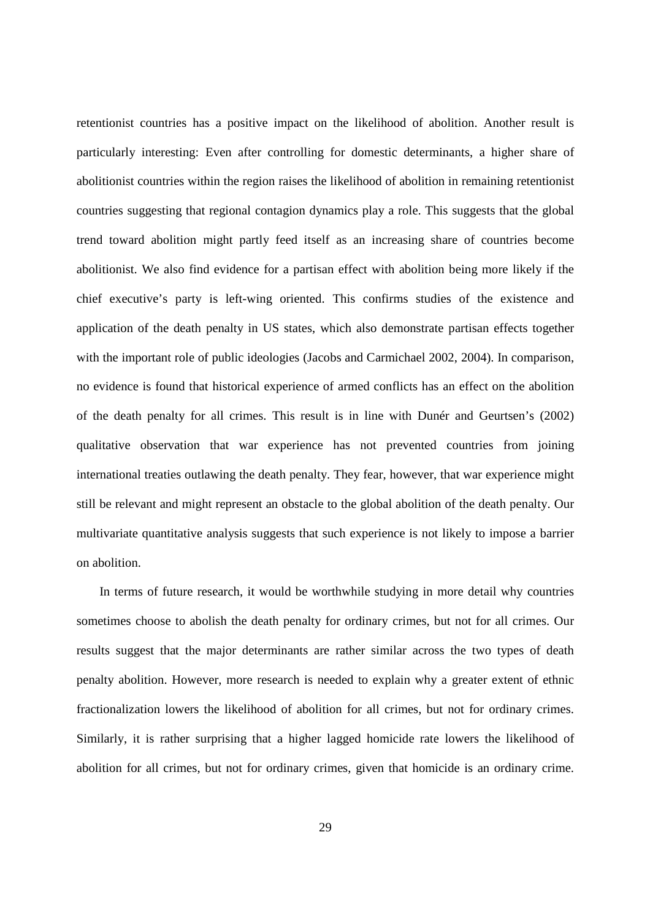retentionist countries has a positive impact on the likelihood of abolition. Another result is particularly interesting: Even after controlling for domestic determinants, a higher share of abolitionist countries within the region raises the likelihood of abolition in remaining retentionist countries suggesting that regional contagion dynamics play a role. This suggests that the global trend toward abolition might partly feed itself as an increasing share of countries become abolitionist. We also find evidence for a partisan effect with abolition being more likely if the chief executive's party is left-wing oriented. This confirms studies of the existence and application of the death penalty in US states, which also demonstrate partisan effects together with the important role of public ideologies (Jacobs and Carmichael 2002, 2004). In comparison, no evidence is found that historical experience of armed conflicts has an effect on the abolition of the death penalty for all crimes. This result is in line with Dunér and Geurtsen's (2002) qualitative observation that war experience has not prevented countries from joining international treaties outlawing the death penalty. They fear, however, that war experience might still be relevant and might represent an obstacle to the global abolition of the death penalty. Our multivariate quantitative analysis suggests that such experience is not likely to impose a barrier on abolition.

In terms of future research, it would be worthwhile studying in more detail why countries sometimes choose to abolish the death penalty for ordinary crimes, but not for all crimes. Our results suggest that the major determinants are rather similar across the two types of death penalty abolition. However, more research is needed to explain why a greater extent of ethnic fractionalization lowers the likelihood of abolition for all crimes, but not for ordinary crimes. Similarly, it is rather surprising that a higher lagged homicide rate lowers the likelihood of abolition for all crimes, but not for ordinary crimes, given that homicide is an ordinary crime.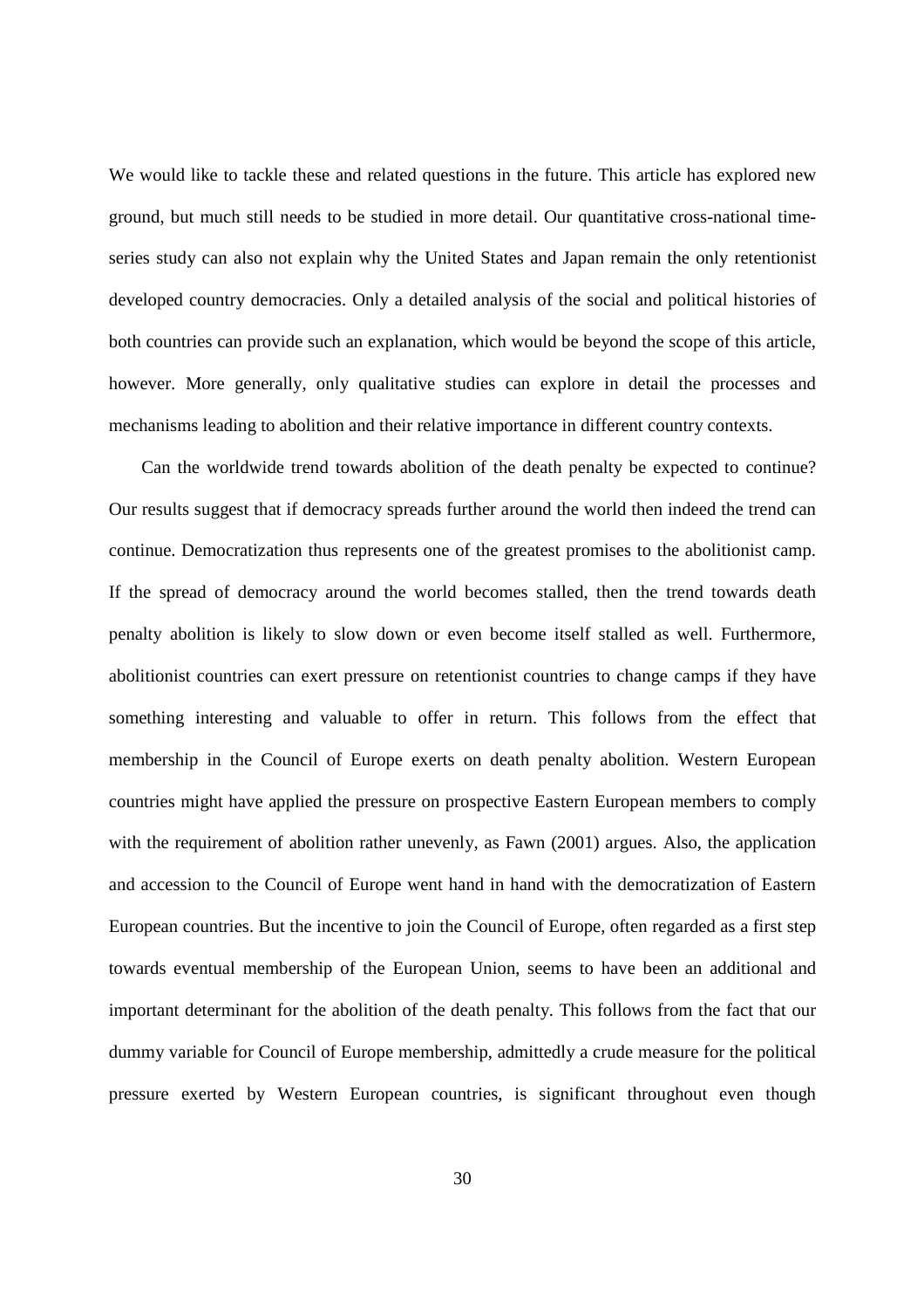We would like to tackle these and related questions in the future. This article has explored new ground, but much still needs to be studied in more detail. Our quantitative cross-national time-series study can also not explain why the United States and Japan remain the only retentionist developed country democracies. Only a detailed analysis of the social and political histories of both countries can provide such an explanation, which would be beyond the scope of this article, however. More generally, only qualitative studies can explore in detail the processes and mechanisms leading to abolition and their relative importance in different country contexts.

Can the worldwide trend towards abolition of the death penalty be expected to continue? Our results suggest that if democracy spreads further around the world then indeed the trend can continue. Democratization thus represents one of the greatest promises to the abolitionist camp. If the spread of democracy around the world becomes stalled, then the trend towards death penalty abolition is likely to slow down or even become itself stalled as well. Furthermore, abolitionist countries can exert pressure on retentionist countries to change camps if they have something interesting and valuable to offer in return. This follows from the effect that membership in the Council of Europe exerts on death penalty abolition. Western European countries might have applied the pressure on prospective Eastern European members to comply with the requirement of abolition rather unevenly, as Fawn (2001) argues. Also, the application and accession to the Council of Europe went hand in hand with the democratization of Eastern European countries. But the incentive to join the Council of Europe, often regarded as a first step towards eventual membership of the European Union, seems to have been an additional and important determinant for the abolition of the death penalty. This follows from the fact that our dummy variable for Council of Europe membership, admittedly a crude measure for the political pressure exerted by Western European countries, is significant throughout even though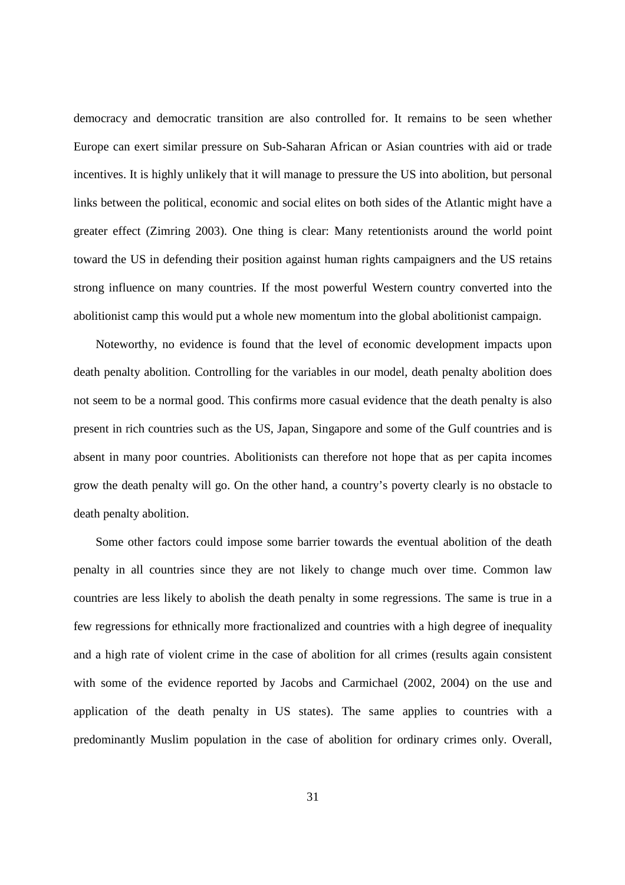democracy and democratic transition are also controlled for. It remains to be seen whether Europe can exert similar pressure on Sub-Saharan African or Asian countries with aid or trade incentives. It is highly unlikely that it will manage to pressure the US into abolition, but personal links between the political, economic and social elites on both sides of the Atlantic might have a greater effect (Zimring 2003). One thing is clear: Many retentionists around the world point toward the US in defending their position against human rights campaigners and the US retains strong influence on many countries. If the most powerful Western country converted into the abolitionist camp this would put a whole new momentum into the global abolitionist campaign.

Noteworthy, no evidence is found that the level of economic development impacts upon death penalty abolition. Controlling for the variables in our model, death penalty abolition does not seem to be a normal good. This confirms more casual evidence that the death penalty is also present in rich countries such as the US, Japan, Singapore and some of the Gulf countries and is absent in many poor countries. Abolitionists can therefore not hope that as per capita incomes grow the death penalty will go. On the other hand, a country's poverty clearly is no obstacle to death penalty abolition.

Some other factors could impose some barrier towards the eventual abolition of the death penalty in all countries since they are not likely to change much over time. Common law countries are less likely to abolish the death penalty in some regressions. The same is true in a few regressions for ethnically more fractionalized and countries with a high degree of inequality and a high rate of violent crime in the case of abolition for all crimes (results again consistent with some of the evidence reported by Jacobs and Carmichael (2002, 2004) on the use and application of the death penalty in US states). The same applies to countries with a predominantly Muslim population in the case of abolition for ordinary crimes only. Overall,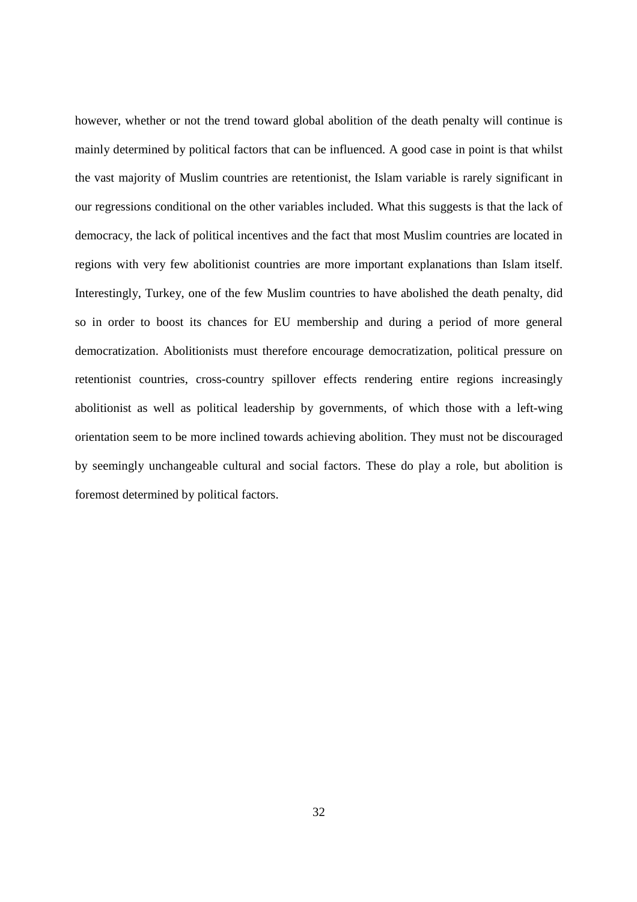however, whether or not the trend toward global abolition of the death penalty will continue is mainly determined by political factors that can be influenced. A good case in point is that whilst the vast majority of Muslim countries are retentionist, the Islam variable is rarely significant in our regressions conditional on the other variables included. What this suggests is that the lack of democracy, the lack of political incentives and the fact that most Muslim countries are located in regions with very few abolitionist countries are more important explanations than Islam itself. Interestingly, Turkey, one of the few Muslim countries to have abolished the death penalty, did so in order to boost its chances for EU membership and during a period of more general democratization. Abolitionists must therefore encourage democratization, political pressure on retentionist countries, cross-country spillover effects rendering entire regions increasingly abolitionist as well as political leadership by governments, of which those with a left-wing orientation seem to be more inclined towards achieving abolition. They must not be discouraged by seemingly unchangeable cultural and social factors. These do play a role, but abolition is foremost determined by political factors.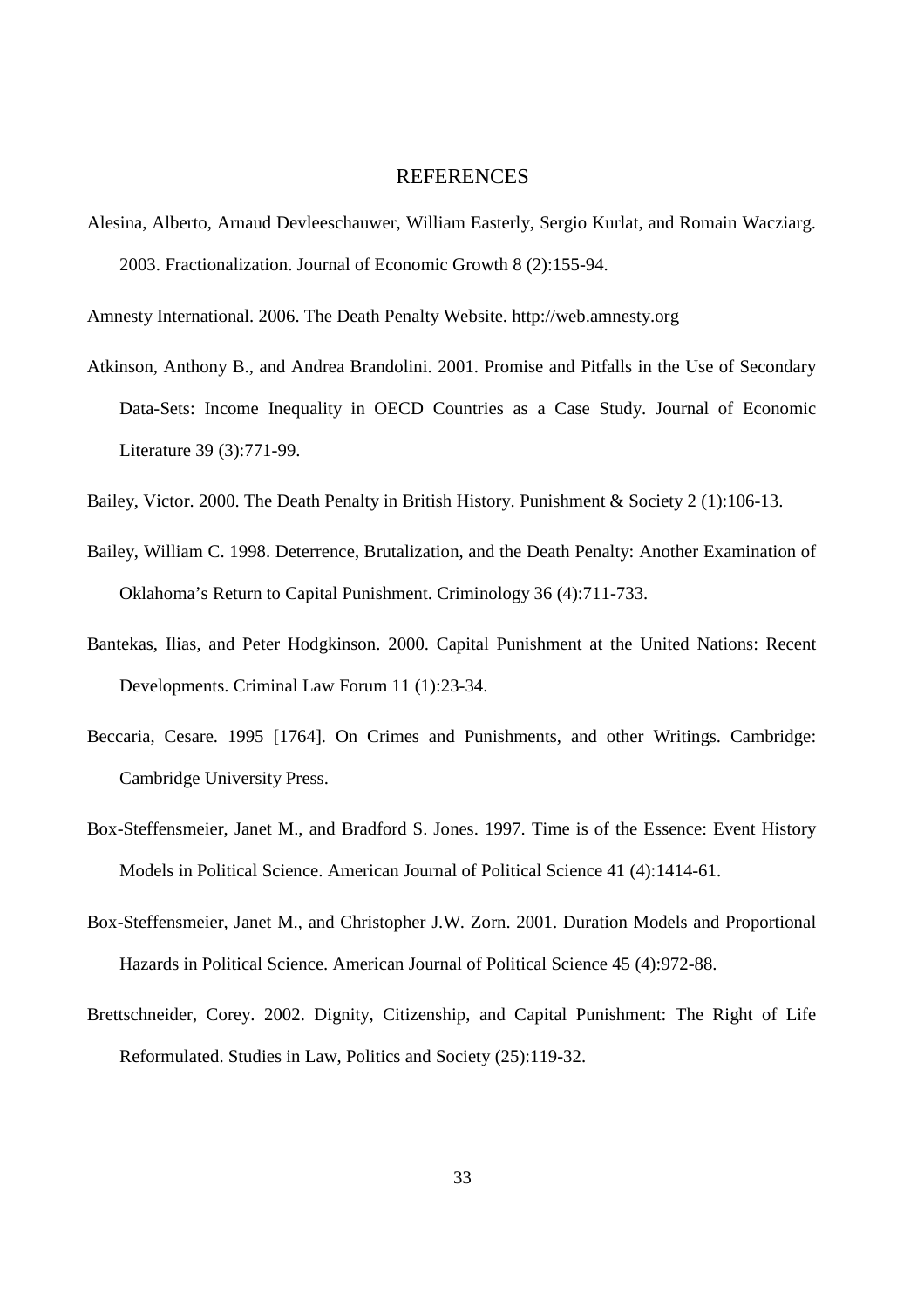# REFERENCES

Alesina, Alberto, Arnaud Devleeschauwer, William Easterly, Sergio Kurlat, and Romain Wacziarg. 2003. Fractionalization. Journal of Economic Growth 8 (2):155-94.

Amnesty International. 2006. The Death Penalty Website. http://web.amnesty.org

Atkinson, Anthony B., and Andrea Brandolini. 2001. Promise and Pitfalls in the Use of Secondary Data-Sets: Income Inequality in OECD Countries as a Case Study. Journal of Economic Literature 39 (3):771-99.

Bailey, Victor. 2000. The Death Penalty in British History. Punishment & Society 2 (1):106-13.

Bailey, William C. 1998. Deterrence, Brutalization, and the Death Penalty: Another Examination of Oklahoma's Return to Capital Punishment. Criminology 36 (4):711-733.

Bantekas, Ilias, and Peter Hodgkinson. 2000. Capital Punishment at the United Nations: Recent Developments. Criminal Law Forum 11 (1):23-34.

Beccaria, Cesare. 1995 [1764]. On Crimes and Punishments, and other Writings. Cambridge: Cambridge University Press.

Box-Steffensmeier, Janet M., and Bradford S. Jones. 1997. Time is of the Essence: Event History Models in Political Science. American Journal of Political Science 41 (4):1414-61.

Box-Steffensmeier, Janet M., and Christopher J.W. Zorn. 2001. Duration Models and Proportional Hazards in Political Science. American Journal of Political Science 45 (4):972-88.

Brettschneider, Corey. 2002. Dignity, Citizenship, and Capital Punishment: The Right of Life Reformulated. Studies in Law, Politics and Society (25):119-32.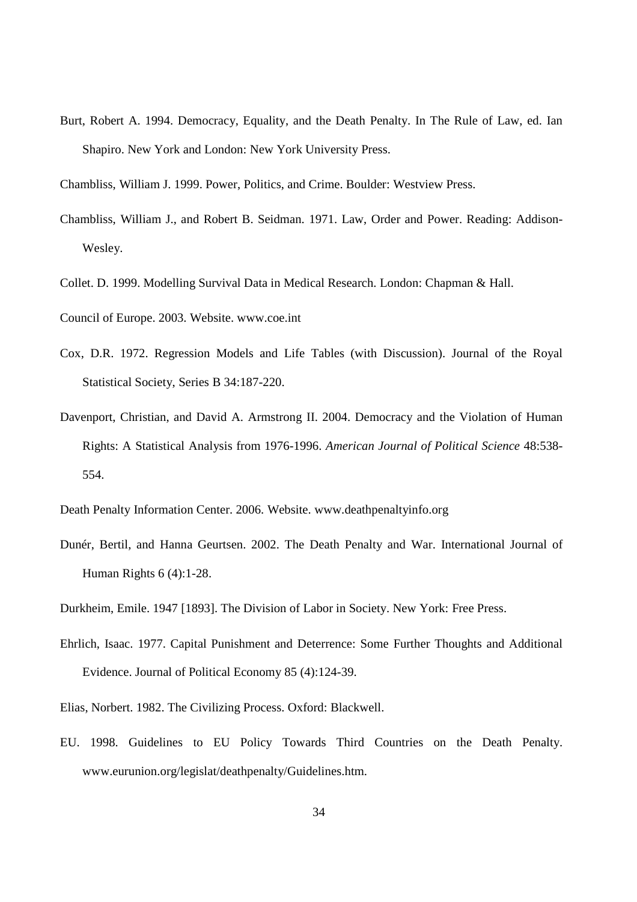Burt, Robert A. 1994. Democracy, Equality, and the Death Penalty. In The Rule of Law, ed. Ian Shapiro. New York and London: New York University Press.

Chambliss, William J. 1999. Power, Politics, and Crime. Boulder: Westview Press.

Chambliss, William J., and Robert B. Seidman. 1971. Law, Order and Power. Reading: Addison-Wesley.

Collet. D. 1999. Modelling Survival Data in Medical Research. London: Chapman & Hall.

Council of Europe. 2003. Website. www.coe.int

Cox, D.R. 1972. Regression Models and Life Tables (with Discussion). Journal of the Royal Statistical Society, Series B 34:187-220.

Davenport, Christian, and David A. Armstrong II. 2004. Democracy and the Violation of Human Rights: A Statistical Analysis from 1976-1996. *American Journal of Political Science* 48:538-554.

Death Penalty Information Center. 2006. Website. www.deathpenaltyinfo.org

Dunér, Bertil, and Hanna Geurtsen. 2002. The Death Penalty and War. International Journal of Human Rights 6 (4):1-28.

Durkheim, Emile. 1947 [1893]. The Division of Labor in Society. New York: Free Press.

Ehrlich, Isaac. 1977. Capital Punishment and Deterrence: Some Further Thoughts and Additional Evidence. Journal of Political Economy 85 (4):124-39.

Elias, Norbert. 1982. The Civilizing Process. Oxford: Blackwell.

EU. 1998. Guidelines to EU Policy Towards Third Countries on the Death Penalty. www.eurunion.org/legislat/deathpenalty/Guidelines.htm.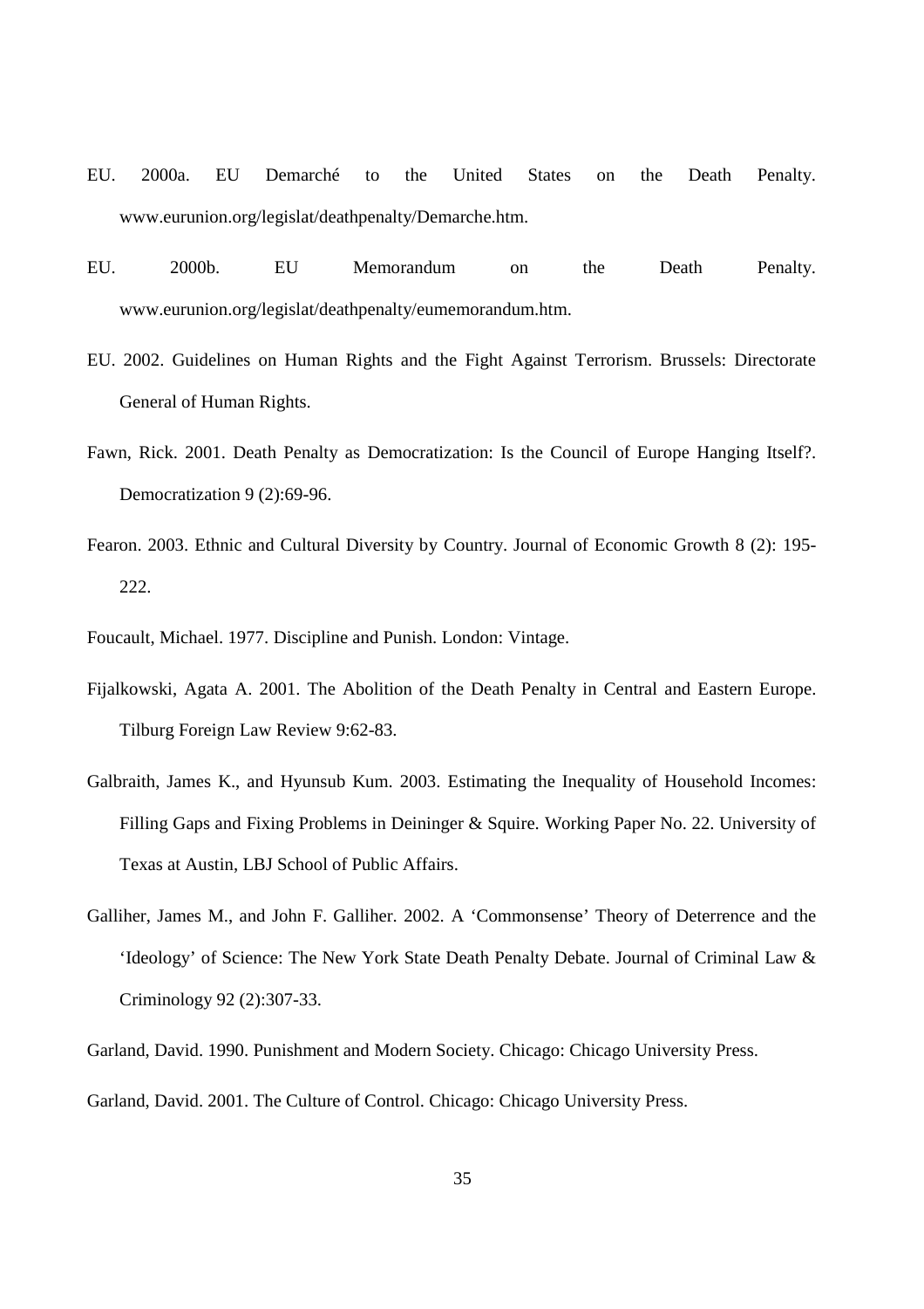EU. 2000a. EU Demarché to the United States on the Death Penalty. www.eurunion.org/legislat/deathpenalty/Demarche.htm.

EU. 2000b. EU Memorandum on the Death Penalty. www.eurunion.org/legislat/deathpenalty/eumemorandum.htm.

EU. 2002. Guidelines on Human Rights and the Fight Against Terrorism. Brussels: Directorate General of Human Rights.

Fawn, Rick. 2001. Death Penalty as Democratization: Is the Council of Europe Hanging Itself?. Democratization 9 (2):69-96.

Fearon. 2003. Ethnic and Cultural Diversity by Country. Journal of Economic Growth 8 (2): 195-222.

Foucault, Michael. 1977. Discipline and Punish. London: Vintage.

Fijalkowski, Agata A. 2001. The Abolition of the Death Penalty in Central and Eastern Europe. Tilburg Foreign Law Review 9:62-83.

Galbraith, James K., and Hyunsub Kum. 2003. Estimating the Inequality of Household Incomes: Filling Gaps and Fixing Problems in Deininger & Squire. Working Paper No. 22. University of Texas at Austin, LBJ School of Public Affairs.

Galliher, James M., and John F. Galliher. 2002. A 'Commonsense' Theory of Deterrence and the 'Ideology' of Science: The New York State Death Penalty Debate. Journal of Criminal Law & Criminology 92 (2):307-33.

Garland, David. 1990. Punishment and Modern Society. Chicago: Chicago University Press.

Garland, David. 2001. The Culture of Control. Chicago: Chicago University Press.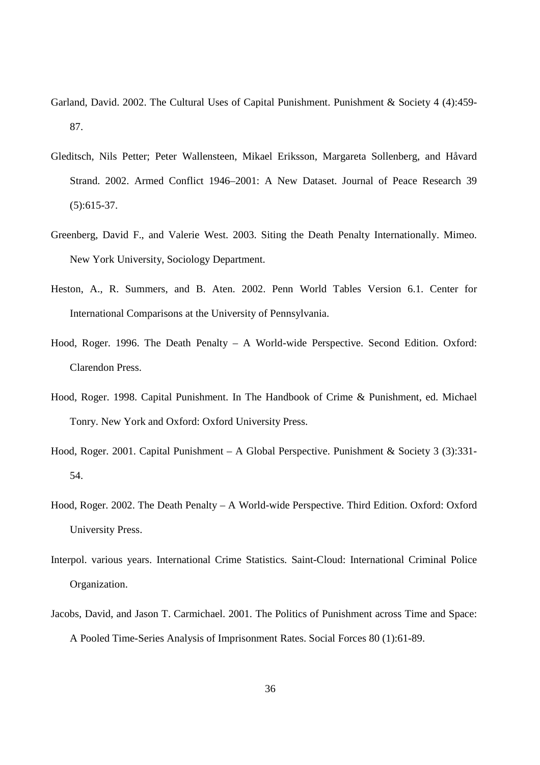Garland, David. 2002. The Cultural Uses of Capital Punishment. Punishment & Society 4 (4):459-87.

Gleditsch, Nils Petter; Peter Wallensteen, Mikael Eriksson, Margareta Sollenberg, and Håvard Strand. 2002. Armed Conflict 1946–2001: A New Dataset. Journal of Peace Research 39 (5):615-37.

Greenberg, David F., and Valerie West. 2003. Siting the Death Penalty Internationally. Mimeo. New York University, Sociology Department.

Heston, A., R. Summers, and B. Aten. 2002. Penn World Tables Version 6.1. Center for International Comparisons at the University of Pennsylvania.

Hood, Roger. 1996. The Death Penalty – A World-wide Perspective. Second Edition. Oxford: Clarendon Press.

Hood, Roger. 1998. Capital Punishment. In The Handbook of Crime & Punishment, ed. Michael Tonry. New York and Oxford: Oxford University Press.

Hood, Roger. 2001. Capital Punishment – A Global Perspective. Punishment & Society 3 (3):331-54.

Hood, Roger. 2002. The Death Penalty – A World-wide Perspective. Third Edition. Oxford: Oxford University Press.

Interpol. various years. International Crime Statistics. Saint-Cloud: International Criminal Police Organization.

Jacobs, David, and Jason T. Carmichael. 2001. The Politics of Punishment across Time and Space: A Pooled Time-Series Analysis of Imprisonment Rates. Social Forces 80 (1):61-89.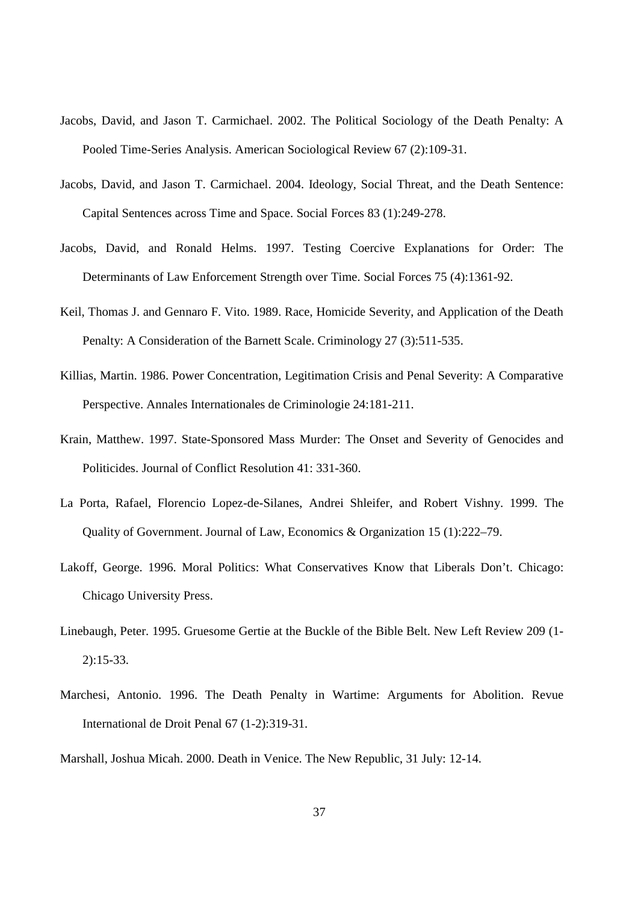Jacobs, David, and Jason T. Carmichael. 2002. The Political Sociology of the Death Penalty: A Pooled Time-Series Analysis. American Sociological Review 67 (2):109-31.

Jacobs, David, and Jason T. Carmichael. 2004. Ideology, Social Threat, and the Death Sentence: Capital Sentences across Time and Space. Social Forces 83 (1):249-278.

Jacobs, David, and Ronald Helms. 1997. Testing Coercive Explanations for Order: The Determinants of Law Enforcement Strength over Time. Social Forces 75 (4):1361-92.

Keil, Thomas J. and Gennaro F. Vito. 1989. Race, Homicide Severity, and Application of the Death Penalty: A Consideration of the Barnett Scale. Criminology 27 (3):511-535.

Killias, Martin. 1986. Power Concentration, Legitimation Crisis and Penal Severity: A Comparative Perspective. Annales Internationales de Criminologie 24:181-211.

Krain, Matthew. 1997. State-Sponsored Mass Murder: The Onset and Severity of Genocides and Politicides. Journal of Conflict Resolution 41: 331-360.

La Porta, Rafael, Florencio Lopez-de-Silanes, Andrei Shleifer, and Robert Vishny. 1999. The Quality of Government. Journal of Law, Economics & Organization 15 (1):222–79.

Lakoff, George. 1996. Moral Politics: What Conservatives Know that Liberals Don't. Chicago: Chicago University Press.

Linebaugh, Peter. 1995. Gruesome Gertie at the Buckle of the Bible Belt. New Left Review 209 (1-2):15-33.

Marchesi, Antonio. 1996. The Death Penalty in Wartime: Arguments for Abolition. Revue International de Droit Penal 67 (1-2):319-31.

Marshall, Joshua Micah. 2000. Death in Venice. The New Republic, 31 July: 12-14.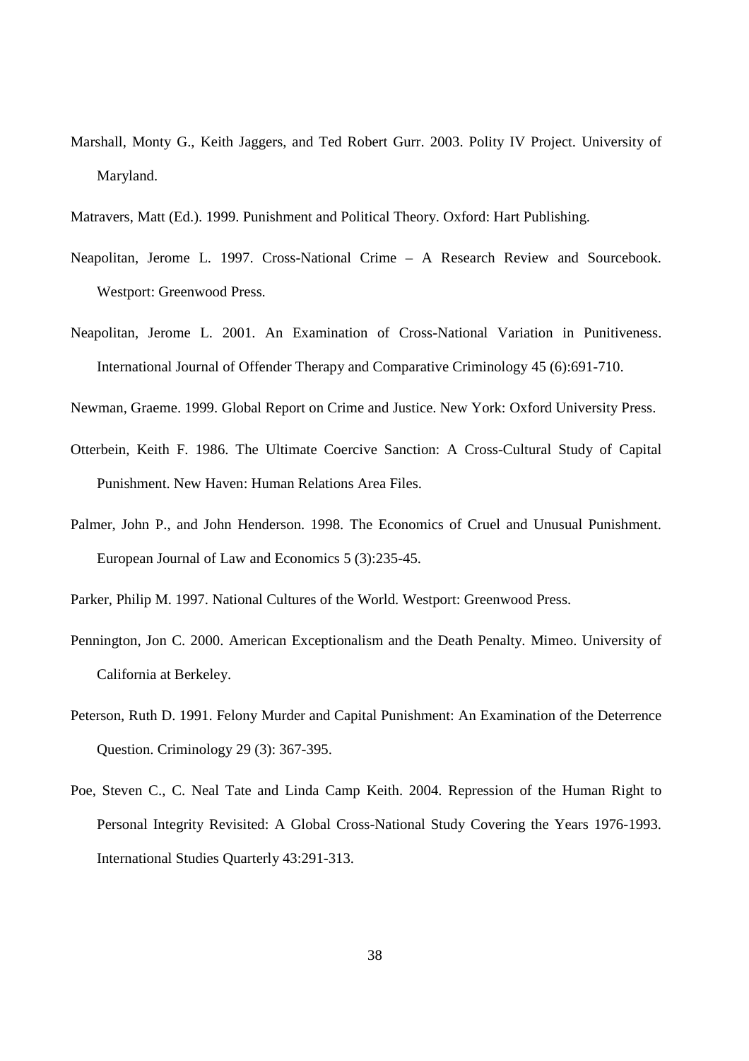Marshall, Monty G., Keith Jaggers, and Ted Robert Gurr. 2003. Polity IV Project. University of Maryland.

Matravers, Matt (Ed.). 1999. Punishment and Political Theory. Oxford: Hart Publishing.

Neapolitan, Jerome L. 1997. Cross-National Crime – A Research Review and Sourcebook. Westport: Greenwood Press.

Neapolitan, Jerome L. 2001. An Examination of Cross-National Variation in Punitiveness. International Journal of Offender Therapy and Comparative Criminology 45 (6):691-710.

Newman, Graeme. 1999. Global Report on Crime and Justice. New York: Oxford University Press.

Otterbein, Keith F. 1986. The Ultimate Coercive Sanction: A Cross-Cultural Study of Capital Punishment. New Haven: Human Relations Area Files.

Palmer, John P., and John Henderson. 1998. The Economics of Cruel and Unusual Punishment. European Journal of Law and Economics 5 (3):235-45.

Parker, Philip M. 1997. National Cultures of the World. Westport: Greenwood Press.

Pennington, Jon C. 2000. American Exceptionalism and the Death Penalty. Mimeo. University of California at Berkeley.

Peterson, Ruth D. 1991. Felony Murder and Capital Punishment: An Examination of the Deterrence Question. Criminology 29 (3): 367-395.

Poe, Steven C., C. Neal Tate and Linda Camp Keith. 2004. Repression of the Human Right to Personal Integrity Revisited: A Global Cross-National Study Covering the Years 1976-1993. International Studies Quarterly 43:291-313.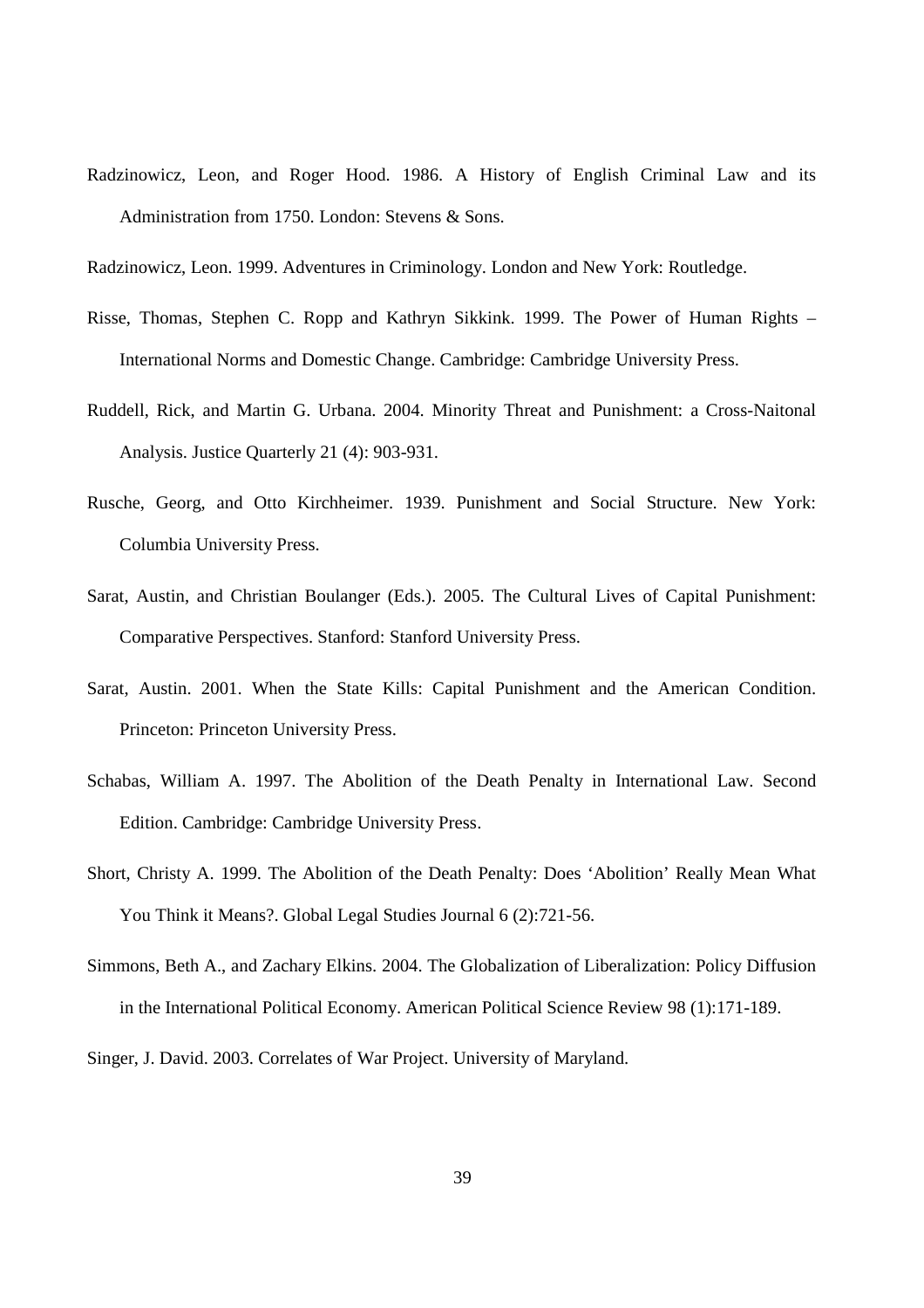Radzinowicz, Leon, and Roger Hood. 1986. A History of English Criminal Law and its Administration from 1750. London: Stevens & Sons.

Radzinowicz, Leon. 1999. Adventures in Criminology. London and New York: Routledge.

Risse, Thomas, Stephen C. Ropp and Kathryn Sikkink. 1999. The Power of Human Rights – International Norms and Domestic Change. Cambridge: Cambridge University Press.

Ruddell, Rick, and Martin G. Urbana. 2004. Minority Threat and Punishment: a Cross-Naitonal Analysis. Justice Quarterly 21 (4): 903-931.

Rusche, Georg, and Otto Kirchheimer. 1939. Punishment and Social Structure. New York: Columbia University Press.

Sarat, Austin, and Christian Boulanger (Eds.). 2005. The Cultural Lives of Capital Punishment: Comparative Perspectives. Stanford: Stanford University Press.

Sarat, Austin. 2001. When the State Kills: Capital Punishment and the American Condition. Princeton: Princeton University Press.

Schabas, William A. 1997. The Abolition of the Death Penalty in International Law. Second Edition. Cambridge: Cambridge University Press.

Short, Christy A. 1999. The Abolition of the Death Penalty: Does 'Abolition' Really Mean What You Think it Means?. Global Legal Studies Journal 6 (2):721-56.

Simmons, Beth A., and Zachary Elkins. 2004. The Globalization of Liberalization: Policy Diffusion in the International Political Economy. American Political Science Review 98 (1):171-189.

Singer, J. David. 2003. Correlates of War Project. University of Maryland.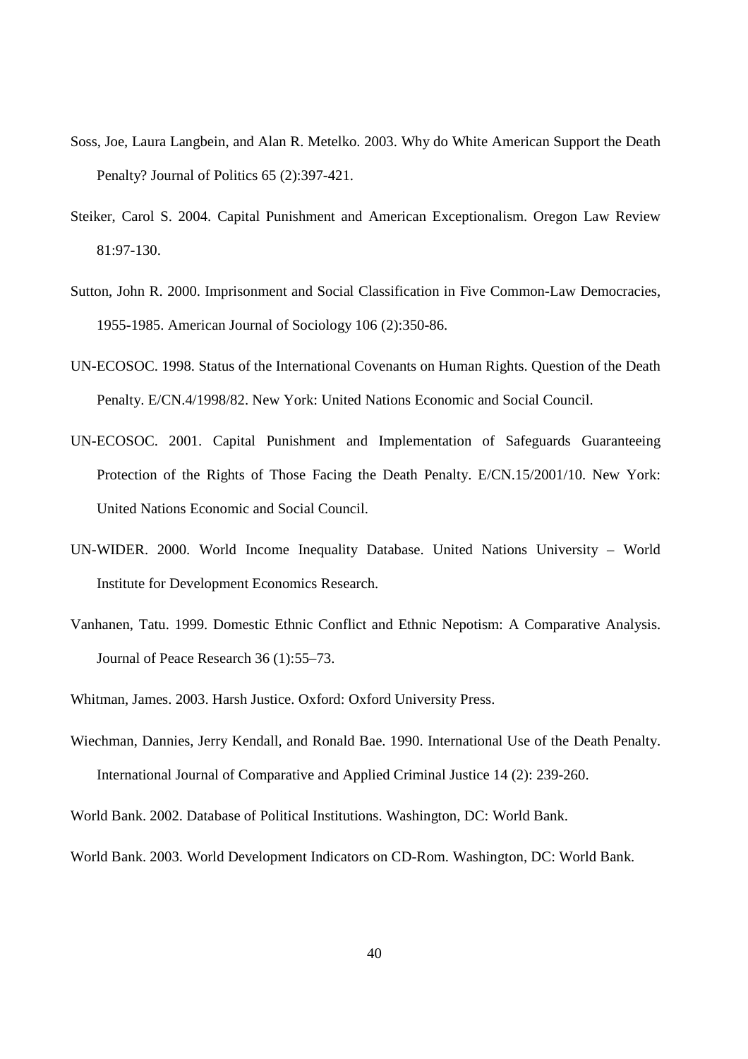Soss, Joe, Laura Langbein, and Alan R. Metelko. 2003. Why do White American Support the Death Penalty? Journal of Politics 65 (2):397-421.

Steiker, Carol S. 2004. Capital Punishment and American Exceptionalism. Oregon Law Review 81:97-130.

Sutton, John R. 2000. Imprisonment and Social Classification in Five Common-Law Democracies, 1955-1985. American Journal of Sociology 106 (2):350-86.

UN-ECOSOC. 1998. Status of the International Covenants on Human Rights. Question of the Death Penalty. E/CN.4/1998/82. New York: United Nations Economic and Social Council.

UN-ECOSOC. 2001. Capital Punishment and Implementation of Safeguards Guaranteeing Protection of the Rights of Those Facing the Death Penalty. E/CN.15/2001/10. New York: United Nations Economic and Social Council.

UN-WIDER. 2000. World Income Inequality Database. United Nations University – World Institute for Development Economics Research.

Vanhanen, Tatu. 1999. Domestic Ethnic Conflict and Ethnic Nepotism: A Comparative Analysis. Journal of Peace Research 36 (1):55–73.

Whitman, James. 2003. Harsh Justice. Oxford: Oxford University Press.

Wiechman, Dannies, Jerry Kendall, and Ronald Bae. 1990. International Use of the Death Penalty. International Journal of Comparative and Applied Criminal Justice 14 (2): 239-260.

World Bank. 2002. Database of Political Institutions. Washington, DC: World Bank.

World Bank. 2003. World Development Indicators on CD-Rom. Washington, DC: World Bank.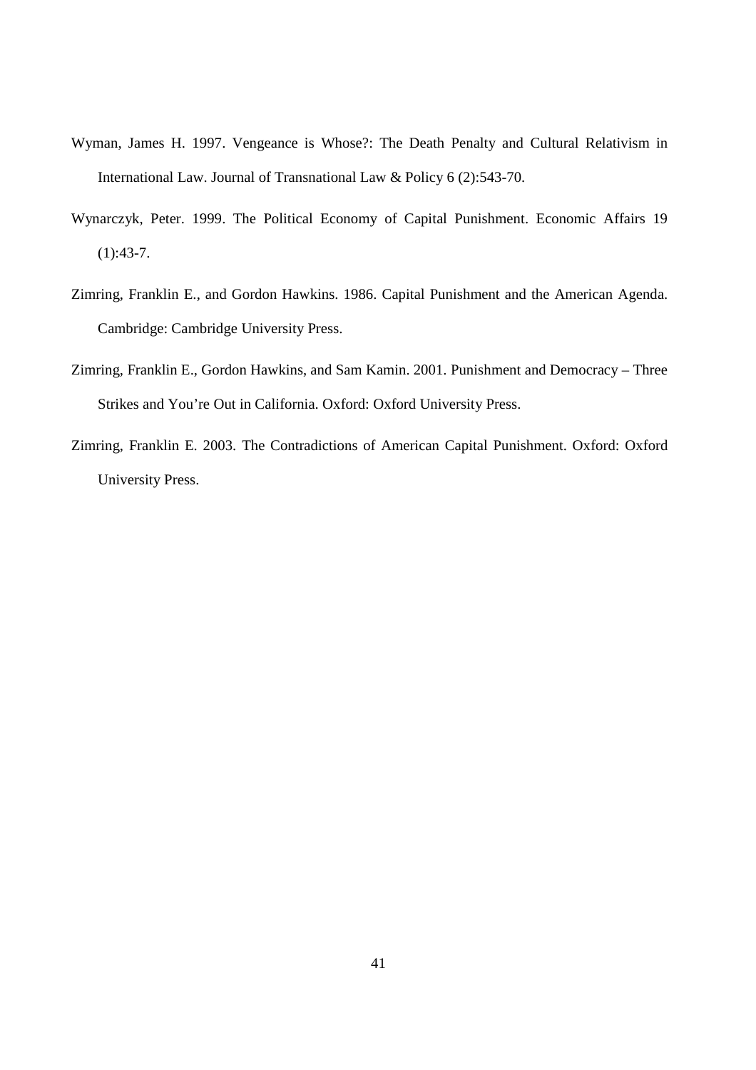Wyman, James H. 1997. Vengeance is Whose?: The Death Penalty and Cultural Relativism in International Law. Journal of Transnational Law & Policy 6 (2):543-70.

Wynarczyk, Peter. 1999. The Political Economy of Capital Punishment. Economic Affairs 19 (1):43-7.

Zimring, Franklin E., and Gordon Hawkins. 1986. Capital Punishment and the American Agenda. Cambridge: Cambridge University Press.

Zimring, Franklin E., Gordon Hawkins, and Sam Kamin. 2001. Punishment and Democracy – Three Strikes and You're Out in California. Oxford: Oxford University Press.

Zimring, Franklin E. 2003. The Contradictions of American Capital Punishment. Oxford: Oxford University Press.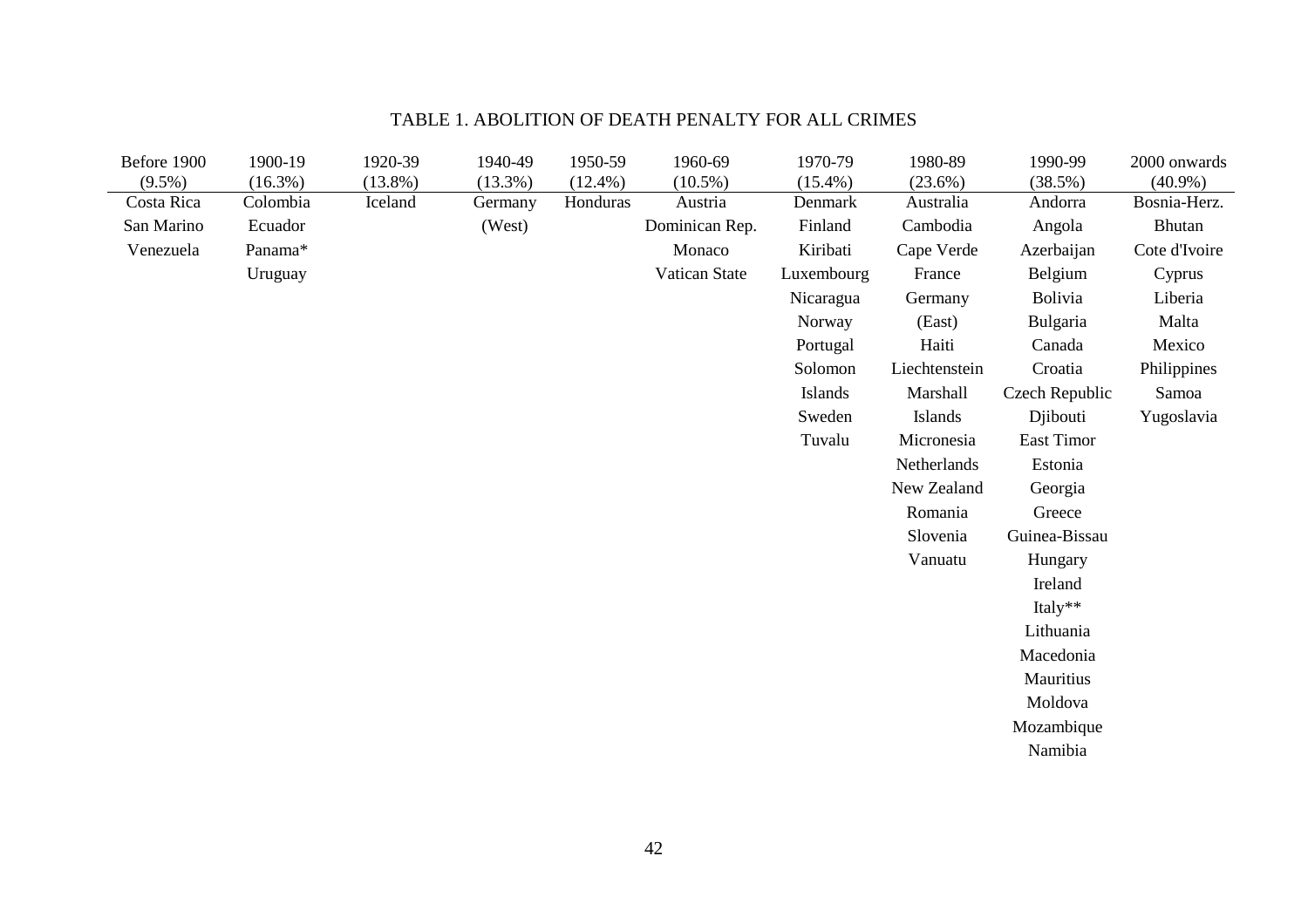# TABLE 1. ABOLITION OF DEATH PENALTY FOR ALL CRIMES

| Before 1900 (9.5%) | 1900-19 (16.3%) | 1920-39 (13.8%) | 1940-49 (13.3%) | 1950-59 (12.4%) | 1960-69 (10.5%) | 1970-79 (15.4%) | 1980-89 (23.6%) | 1990-99 (38.5%) | 2000 onwards (40.9%) |
|---|---|---|---|---|---|---|---|---|---|
| Costa Rica | Colombia | Iceland | Germany (West) | Honduras | Austria | Denmark | Australia | Andorra | Bosnia-Herz. |
| San Marino | Ecuador | | | | Dominican Rep. | Finland | Cambodia | Angola | Bhutan |
| Venezuela | Panama* | | | | Monaco | Kiribati | Cape Verde | Azerbaijan | Cote d'Ivoire |
| | Uruguay | | | | Vatican State | Luxembourg | France | Belgium | Cyprus |
| | | | | | | Nicaragua | Germany (East) | Bolivia | Liberia |
| | | | | | | Norway | Haiti | Bulgaria | Malta |
| | | | | | | Portugal | Liechtenstein | Canada | Mexico |
| | | | | | | Solomon Islands | Marshall Islands | Croatia | Philippines |
| | | | | | | Sweden | Micronesia | Czech Republic | Samoa |
| | | | | | | Tuvalu | Netherlands | Djibouti | Yugoslavia |
| | | | | | | | New Zealand | East Timor | |
| | | | | | | | Romania | Estonia | |
| | | | | | | | Slovenia | Georgia | |
| | | | | | | | Vanuatu | Greece | |
| | | | | | | | | Guinea-Bissau | |
| | | | | | | | | Hungary | |
| | | | | | | | | Ireland | |
| | | | | | | | | Italy** | |
| | | | | | | | | Lithuania | |
| | | | | | | | | Macedonia | |
| | | | | | | | | Mauritius | |
| | | | | | | | | Moldova | |
| | | | | | | | | Mozambique | |
| | | | | | | | | Namibia | |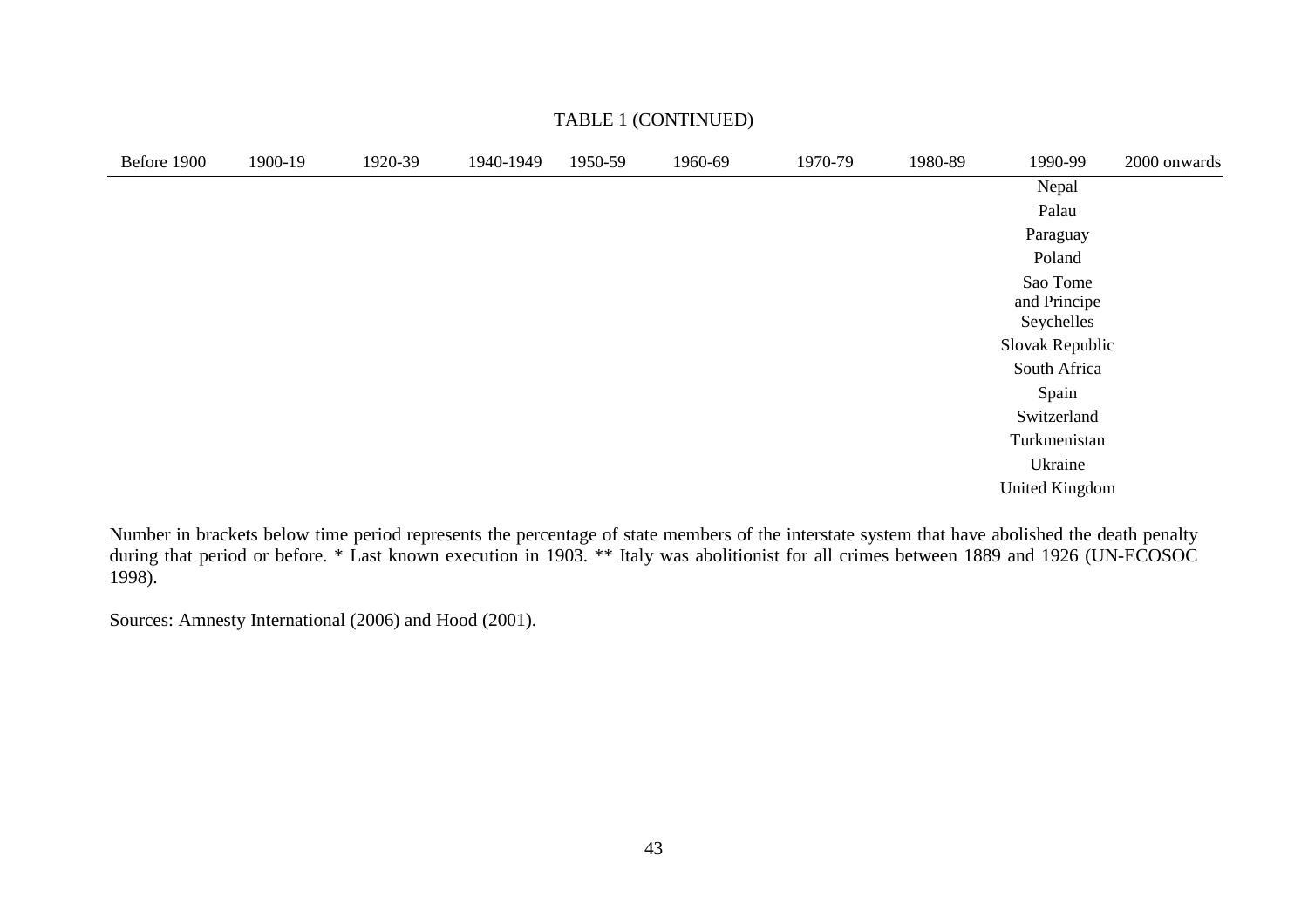TABLE 1 (CONTINUED)

| Before 1900 | 1900-19 | 1920-39 | 1940-1949 | 1950-59 | 1960-69 | 1970-79 | 1980-89 | 1990-99 | 2000 onwards |
|---|---|---|---|---|---|---|---|---|---|
| | | | | | | | | Nepal | |
| | | | | | | | | Palau | |
| | | | | | | | | Paraguay | |
| | | | | | | | | Poland | |
| | | | | | | | | Sao Tome and Principe | |
| | | | | | | | | Seychelles | |
| | | | | | | | | Slovak Republic | |
| | | | | | | | | South Africa | |
| | | | | | | | | Spain | |
| | | | | | | | | Switzerland | |
| | | | | | | | | Turkmenistan | |
| | | | | | | | | Ukraine | |
| | | | | | | | | United Kingdom | |

Number in brackets below time period represents the percentage of state members of the interstate system that have abolished the death penalty during that period or before. * Last known execution in 1903. ** Italy was abolitionist for all crimes between 1889 and 1926 (UN-ECOSOC 1998).

Sources: Amnesty International (2006) and Hood (2001).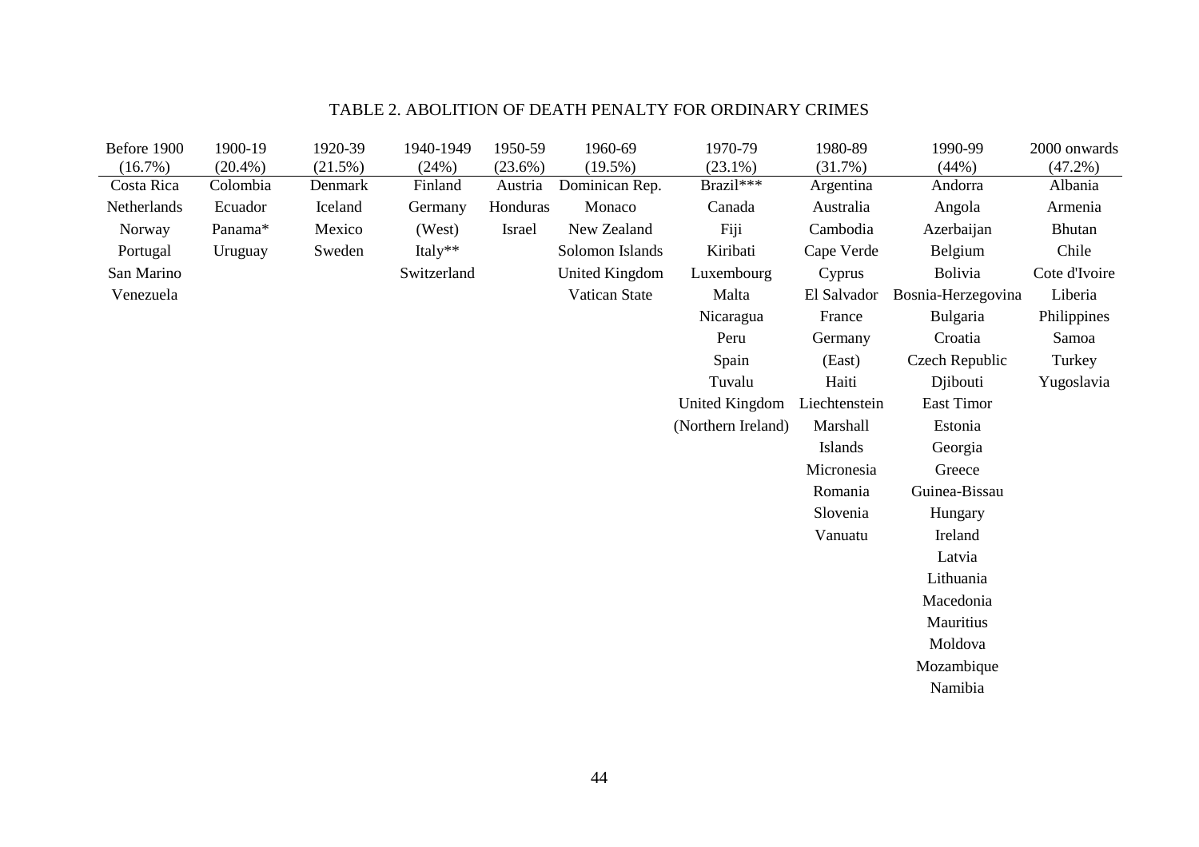TABLE 2. ABOLITION OF DEATH PENALTY FOR ORDINARY CRIMES

| Before 1900 (16.7%) | 1900-19 (20.4%) | 1920-39 (21.5%) | 1940-1949 (24%) | 1950-59 (23.6%) | 1960-69 (19.5%) | 1970-79 (23.1%) | 1980-89 (31.7%) | 1990-99 (44%) | 2000 onwards (47.2%) |
|---|---|---|---|---|---|---|---|---|---|
| Costa Rica | Colombia | Denmark | Finland | Austria | Dominican Rep. | Brazil*** | Argentina | Andorra | Albania |
| Netherlands | Ecuador | Iceland | Germany | Honduras | Monaco | Canada | Australia | Angola | Armenia |
| Norway | Panama* | Mexico | (West) | Israel | New Zealand | Fiji | Cambodia | Azerbaijan | Bhutan |
| Portugal | Uruguay | Sweden | Italy** | | Solomon Islands | Kiribati | Cape Verde | Belgium | Chile |
| San Marino | | | Switzerland | | United Kingdom | Luxembourg | Cyprus | Bolivia | Cote d'Ivoire |
| Venezuela | | | | | Vatican State | Malta | El Salvador | Bosnia-Herzegovina | Liberia |
| | | | | | | Nicaragua | France | Bulgaria | Philippines |
| | | | | | | Peru | Germany | Croatia | Samoa |
| | | | | | | Spain | (East) | Czech Republic | Turkey |
| | | | | | | Tuvalu | Haiti | Djibouti | Yugoslavia |
| | | | | | | United Kingdom | Liechtenstein | East Timor | |
| | | | | | | (Northern Ireland) | Marshall | Estonia | |
| | | | | | | | Islands | Georgia | |
| | | | | | | | Micronesia | Greece | |
| | | | | | | | Romania | Guinea-Bissau | |
| | | | | | | | Slovenia | Hungary | |
| | | | | | | | Vanuatu | Ireland | |
| | | | | | | | | Latvia | |
| | | | | | | | | Lithuania | |
| | | | | | | | | Macedonia | |
| | | | | | | | | Mauritius | |
| | | | | | | | | Moldova | |
| | | | | | | | | Mozambique | |
| | | | | | | | | Namibia | |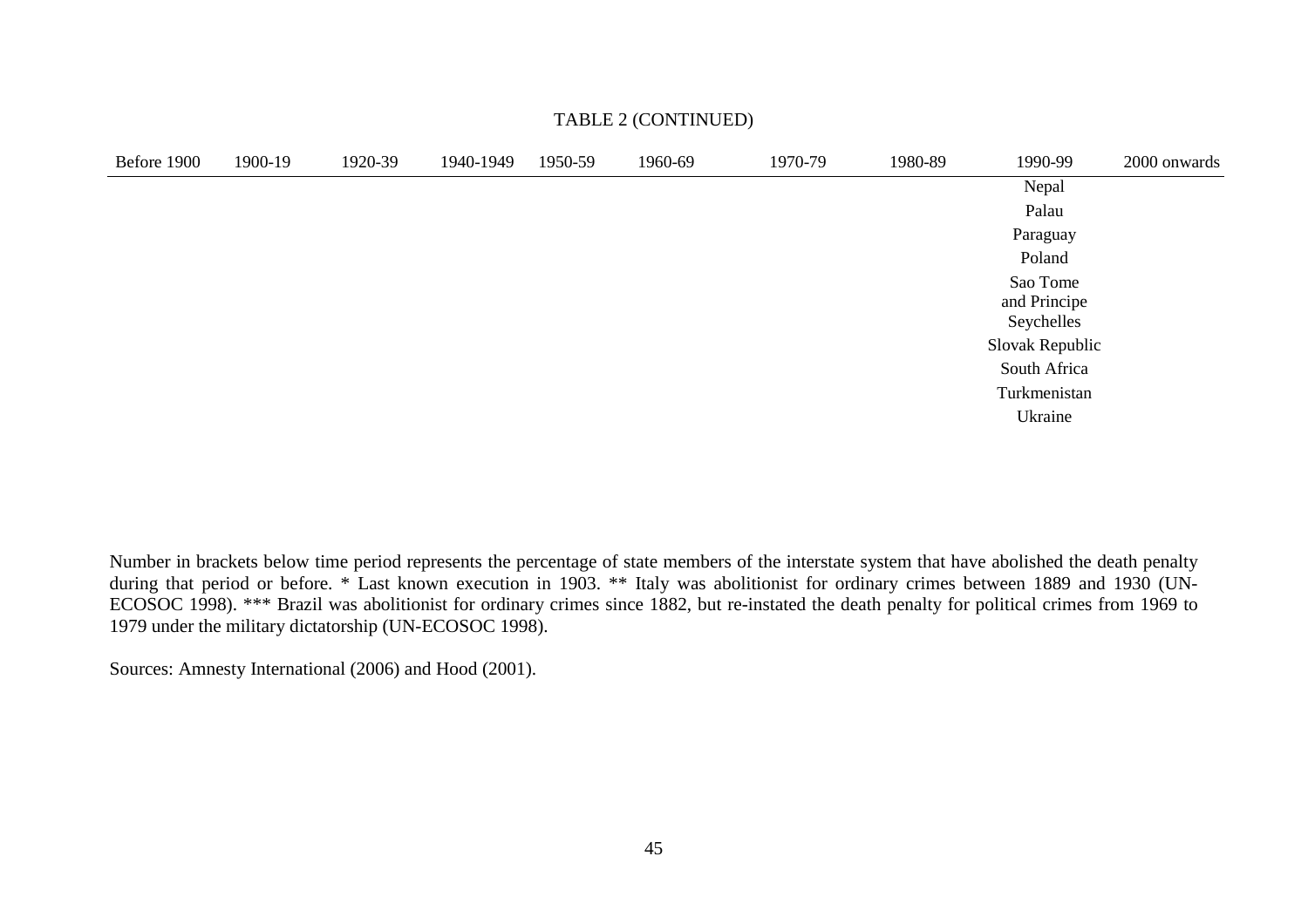TABLE 2 (CONTINUED)

| Before 1900 | 1900-19 | 1920-39 | 1940-1949 | 1950-59 | 1960-69 | 1970-79 | 1980-89 | 1990-99 | 2000 onwards |
|---|---|---|---|---|---|---|---|---|---|
| | | | | | | | | Nepal | |
| | | | | | | | | Palau | |
| | | | | | | | | Paraguay | |
| | | | | | | | | Poland | |
| | | | | | | | | Sao Tome and Principe | |
| | | | | | | | | Seychelles | |
| | | | | | | | | Slovak Republic | |
| | | | | | | | | South Africa | |
| | | | | | | | | Turkmenistan | |
| | | | | | | | | Ukraine | |

Number in brackets below time period represents the percentage of state members of the interstate system that have abolished the death penalty during that period or before. * Last known execution in 1903. ** Italy was abolitionist for ordinary crimes between 1889 and 1930 (UN-ECOSOC 1998). *** Brazil was abolitionist for ordinary crimes since 1882, but re-instated the death penalty for political crimes from 1969 to 1979 under the military dictatorship (UN-ECOSOC 1998).

Sources: Amnesty International (2006) and Hood (2001).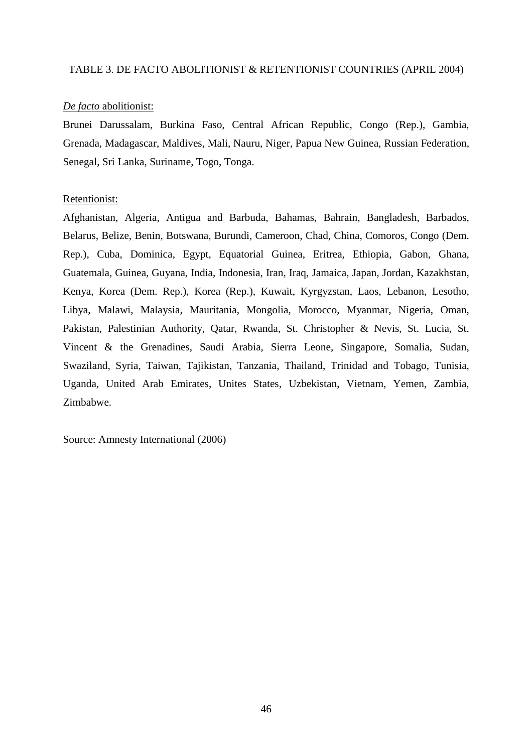TABLE 3. DE FACTO ABOLITIONIST & RETENTIONIST COUNTRIES (APRIL 2004)

*De facto* abolitionist:

Brunei Darussalam, Burkina Faso, Central African Republic, Congo (Rep.), Gambia, Grenada, Madagascar, Maldives, Mali, Nauru, Niger, Papua New Guinea, Russian Federation, Senegal, Sri Lanka, Suriname, Togo, Tonga.

Retentionist:

Afghanistan, Algeria, Antigua and Barbuda, Bahamas, Bahrain, Bangladesh, Barbados, Belarus, Belize, Benin, Botswana, Burundi, Cameroon, Chad, China, Comoros, Congo (Dem. Rep.), Cuba, Dominica, Egypt, Equatorial Guinea, Eritrea, Ethiopia, Gabon, Ghana, Guatemala, Guinea, Guyana, India, Indonesia, Iran, Iraq, Jamaica, Japan, Jordan, Kazakhstan, Kenya, Korea (Dem. Rep.), Korea (Rep.), Kuwait, Kyrgyzstan, Laos, Lebanon, Lesotho, Libya, Malawi, Malaysia, Mauritania, Mongolia, Morocco, Myanmar, Nigeria, Oman, Pakistan, Palestinian Authority, Qatar, Rwanda, St. Christopher & Nevis, St. Lucia, St. Vincent & the Grenadines, Saudi Arabia, Sierra Leone, Singapore, Somalia, Sudan, Swaziland, Syria, Taiwan, Tajikistan, Tanzania, Thailand, Trinidad and Tobago, Tunisia, Uganda, United Arab Emirates, Unites States, Uzbekistan, Vietnam, Yemen, Zambia, Zimbabwe.

Source: Amnesty International (2006)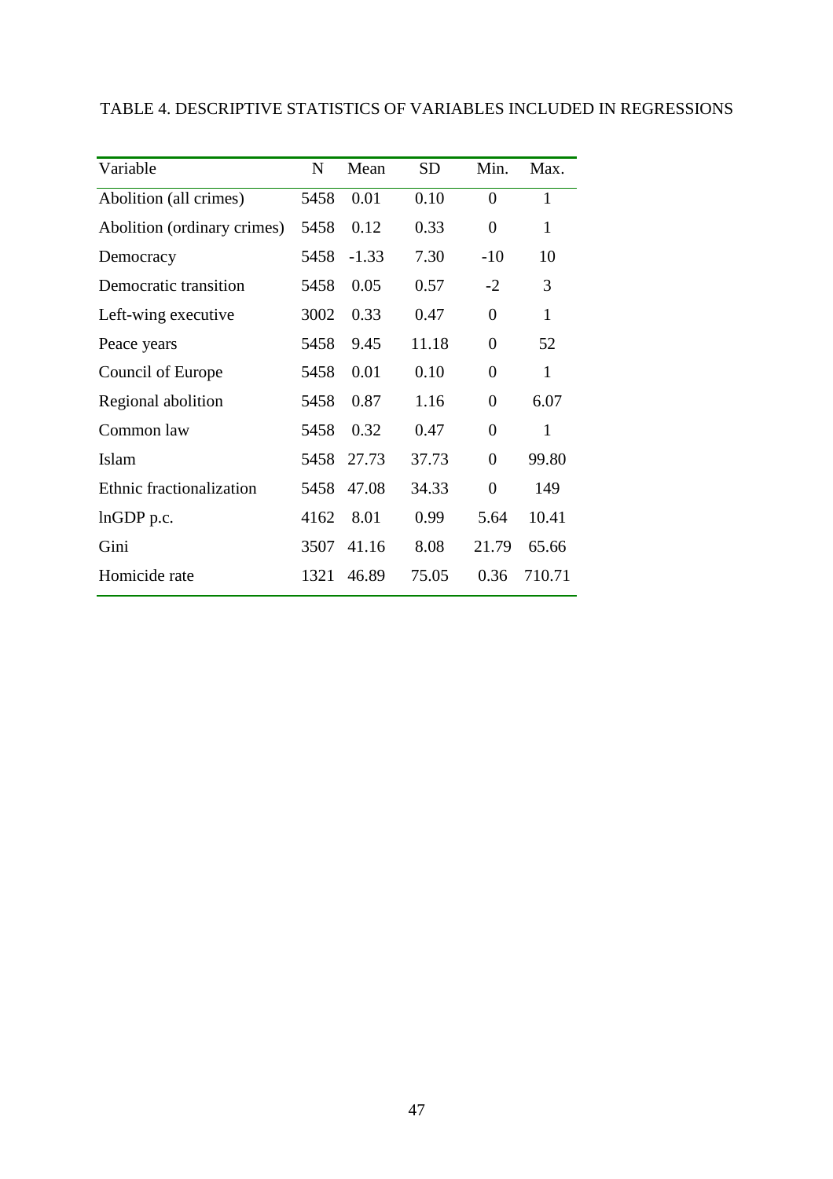TABLE 4. DESCRIPTIVE STATISTICS OF VARIABLES INCLUDED IN REGRESSIONS

| Variable | N | Mean | SD | Min. | Max. |
|---|---|---|---|---|---|
| Abolition (all crimes) | 5458 | 0.01 | 0.10 | 0 | 1 |
| Abolition (ordinary crimes) | 5458 | 0.12 | 0.33 | 0 | 1 |
| Democracy | 5458 | -1.33 | 7.30 | -10 | 10 |
| Democratic transition | 5458 | 0.05 | 0.57 | -2 | 3 |
| Left-wing executive | 3002 | 0.33 | 0.47 | 0 | 1 |
| Peace years | 5458 | 9.45 | 11.18 | 0 | 52 |
| Council of Europe | 5458 | 0.01 | 0.10 | 0 | 1 |
| Regional abolition | 5458 | 0.87 | 1.16 | 0 | 6.07 |
| Common law | 5458 | 0.32 | 0.47 | 0 | 1 |
| Islam | 5458 | 27.73 | 37.73 | 0 | 99.80 |
| Ethnic fractionalization | 5458 | 47.08 | 34.33 | 0 | 149 |
| lnGDP p.c. | 4162 | 8.01 | 0.99 | 5.64 | 10.41 |
| Gini | 3507 | 41.16 | 8.08 | 21.79 | 65.66 |
| Homicide rate | 1321 | 46.89 | 75.05 | 0.36 | 710.71 |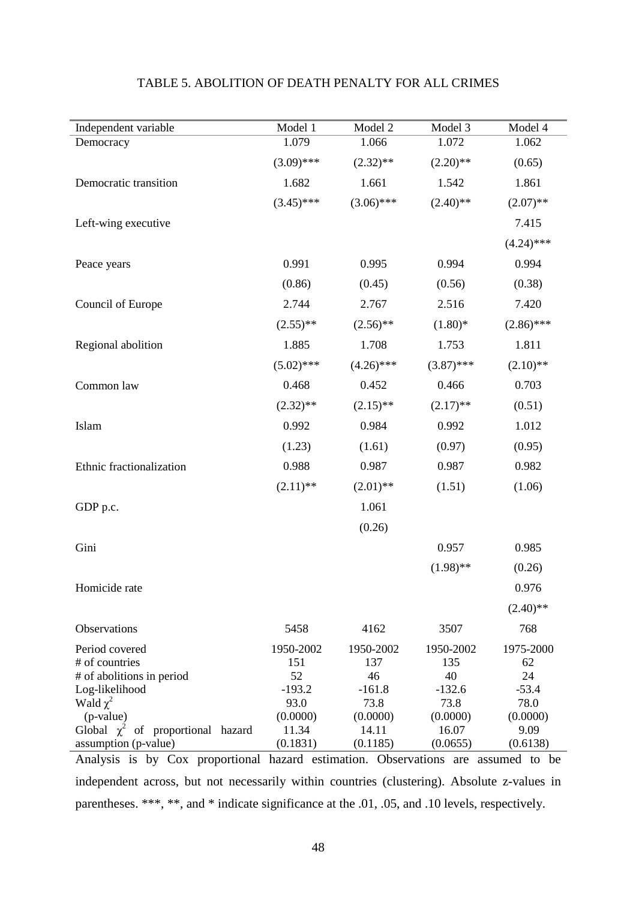TABLE 5. ABOLITION OF DEATH PENALTY FOR ALL CRIMES

| Independent variable | Model 1 | Model 2 | Model 3 | Model 4 |
|---|---|---|---|---|
| Democracy | 1.079 | 1.066 | 1.072 | 1.062 |
| | (3.09)*** | (2.32)** | (2.20)** | (0.65) |
| Democratic transition | 1.682 | 1.661 | 1.542 | 1.861 |
| | (3.45)*** | (3.06)*** | (2.40)** | (2.07)** |
| Left-wing executive | | | | 7.415 |
| | | | | (4.24)*** |
| Peace years | 0.991 | 0.995 | 0.994 | 0.994 |
| | (0.86) | (0.45) | (0.56) | (0.38) |
| Council of Europe | 2.744 | 2.767 | 2.516 | 7.420 |
| | (2.55)** | (2.56)** | (1.80)* | (2.86)*** |
| Regional abolition | 1.885 | 1.708 | 1.753 | 1.811 |
| | (5.02)*** | (4.26)*** | (3.87)*** | (2.10)** |
| Common law | 0.468 | 0.452 | 0.466 | 0.703 |
| | (2.32)** | (2.15)** | (2.17)** | (0.51) |
| Islam | 0.992 | 0.984 | 0.992 | 1.012 |
| | (1.23) | (1.61) | (0.97) | (0.95) |
| Ethnic fractionalization | 0.988 | 0.987 | 0.987 | 0.982 |
| | (2.11)** | (2.01)** | (1.51) | (1.06) |
| GDP p.c. | | 1.061 | | |
| | | (0.26) | | |
| Gini | | | 0.957 | 0.985 |
| | | | (1.98)** | (0.26) |
| Homicide rate | | | | 0.976 |
| | | | | (2.40)** |
| Observations | 5458 | 4162 | 3507 | 768 |
| Period covered | 1950-2002 | 1950-2002 | 1950-2002 | 1975-2000 |
| # of countries | 151 | 137 | 135 | 62 |
| # of abolitions in period | 52 | 46 | 40 | 24 |
| Log-likelihood | -193.2 | -161.8 | -132.6 | -53.4 |
| Wald $\chi^2$ | 93.0 | 73.8 | 73.8 | 78.0 |
| (p-value) | (0.0000) | (0.0000) | (0.0000) | (0.0000) |
| Global $\chi^2$ of proportional hazard assumption (p-value) | 11.34 (0.1831) | 14.11 (0.1185) | 16.07 (0.0655) | 9.09 (0.6138) |

Analysis is by Cox proportional hazard estimation. Observations are assumed to be independent across, but not necessarily within countries (clustering). Absolute z-values in parentheses. ***, **, and * indicate significance at the .01, .05, and .10 levels, respectively.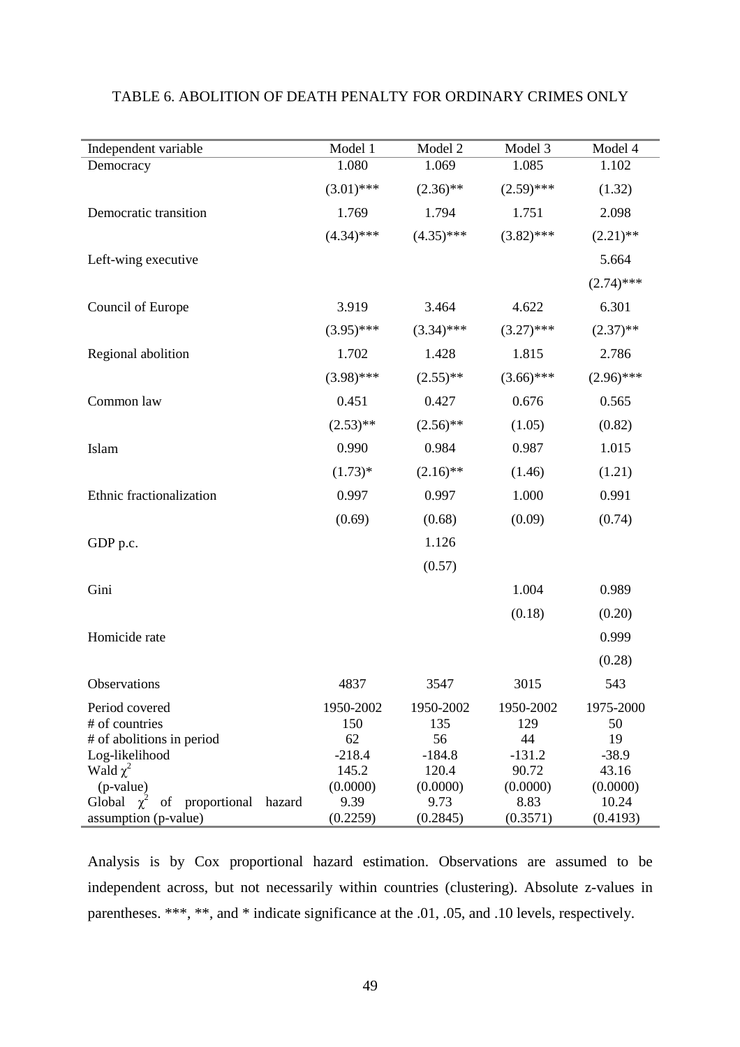TABLE 6. ABOLITION OF DEATH PENALTY FOR ORDINARY CRIMES ONLY

| Independent variable | Model 1 | Model 2 | Model 3 | Model 4 |
|---|---|---|---|---|
| Democracy | 1.080 | 1.069 | 1.085 | 1.102 |
| | (3.01)*** | (2.36)** | (2.59)*** | (1.32) |
| Democratic transition | 1.769 | 1.794 | 1.751 | 2.098 |
| | (4.34)*** | (4.35)*** | (3.82)*** | (2.21)** |
| Left-wing executive | | | | 5.664 |
| | | | | (2.74)*** |
| Council of Europe | 3.919 | 3.464 | 4.622 | 6.301 |
| | (3.95)*** | (3.34)*** | (3.27)*** | (2.37)** |
| Regional abolition | 1.702 | 1.428 | 1.815 | 2.786 |
| | (3.98)*** | (2.55)** | (3.66)*** | (2.96)*** |
| Common law | 0.451 | 0.427 | 0.676 | 0.565 |
| | (2.53)** | (2.56)** | (1.05) | (0.82) |
| Islam | 0.990 | 0.984 | 0.987 | 1.015 |
| | (1.73)* | (2.16)** | (1.46) | (1.21) |
| Ethnic fractionalization | 0.997 | 0.997 | 1.000 | 0.991 |
| | (0.69) | (0.68) | (0.09) | (0.74) |
| GDP p.c. | | 1.126 | | |
| | | (0.57) | | |
| Gini | | | 1.004 | 0.989 |
| | | | (0.18) | (0.20) |
| Homicide rate | | | | 0.999 |
| | | | | (0.28) |
| Observations | 4837 | 3547 | 3015 | 543 |
| Period covered | 1950-2002 | 1950-2002 | 1950-2002 | 1975-2000 |
| # of countries | 150 | 135 | 129 | 50 |
| # of abolitions in period | 62 | 56 | 44 | 19 |
| Log-likelihood | -218.4 | -184.8 | -131.2 | -38.9 |
| Wald $\chi^2$ | 145.2 | 120.4 | 90.72 | 43.16 |
| (p-value) | (0.0000) | (0.0000) | (0.0000) | (0.0000) |
| Global $\chi^2$ of proportional hazard assumption (p-value) | 9.39 (0.2259) | 9.73 (0.2845) | 8.83 (0.3571) | 10.24 (0.4193) |

Analysis is by Cox proportional hazard estimation. Observations are assumed to be independent across, but not necessarily within countries (clustering). Absolute z-values in parentheses. ***, **, and * indicate significance at the .01, .05, and .10 levels, respectively.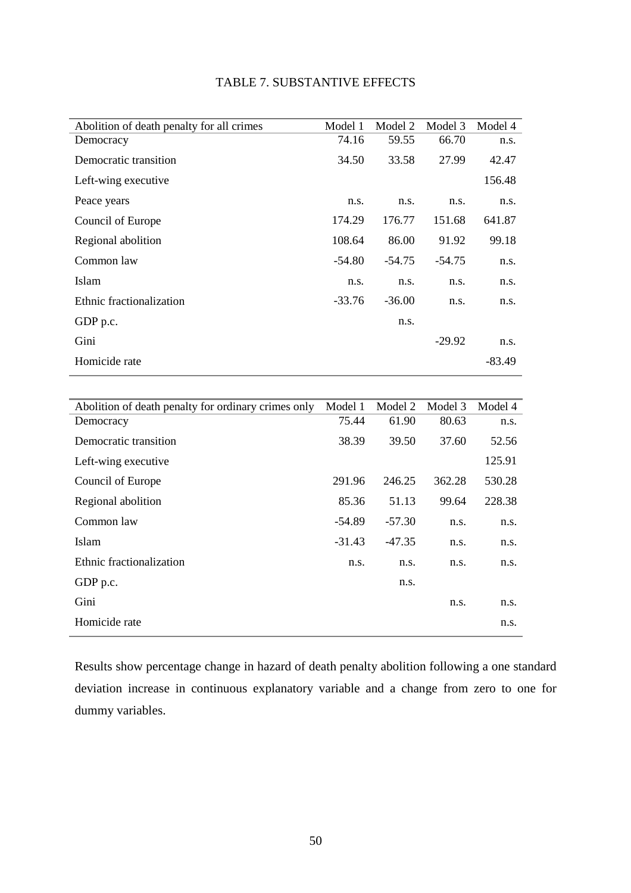# TABLE 7. SUBSTANTIVE EFFECTS

| Abolition of death penalty for all crimes | Model 1 | Model 2 | Model 3 | Model 4 |
|---|---|---|---|---|
| Democracy | 74.16 | 59.55 | 66.70 | n.s. |
| Democratic transition | 34.50 | 33.58 | 27.99 | 42.47 |
| Left-wing executive | | | | 156.48 |
| Peace years | n.s. | n.s. | n.s. | n.s. |
| Council of Europe | 174.29 | 176.77 | 151.68 | 641.87 |
| Regional abolition | 108.64 | 86.00 | 91.92 | 99.18 |
| Common law | -54.80 | -54.75 | -54.75 | n.s. |
| Islam | n.s. | n.s. | n.s. | n.s. |
| Ethnic fractionalization | -33.76 | -36.00 | n.s. | n.s. |
| GDP p.c. | | n.s. | | |
| Gini | | | -29.92 | n.s. |
| Homicide rate | | | | -83.49 |

| Abolition of death penalty for ordinary crimes only | Model 1 | Model 2 | Model 3 | Model 4 |
|---|---|---|---|---|
| Democracy | 75.44 | 61.90 | 80.63 | n.s. |
| Democratic transition | 38.39 | 39.50 | 37.60 | 52.56 |
| Left-wing executive | | | | 125.91 |
| Council of Europe | 291.96 | 246.25 | 362.28 | 530.28 |
| Regional abolition | 85.36 | 51.13 | 99.64 | 228.38 |
| Common law | -54.89 | -57.30 | n.s. | n.s. |
| Islam | -31.43 | -47.35 | n.s. | n.s. |
| Ethnic fractionalization | n.s. | n.s. | n.s. | n.s. |
| GDP p.c. | | n.s. | | |
| Gini | | | n.s. | n.s. |
| Homicide rate | | | | n.s. |

Results show percentage change in hazard of death penalty abolition following a one standard deviation increase in continuous explanatory variable and a change from zero to one for dummy variables.